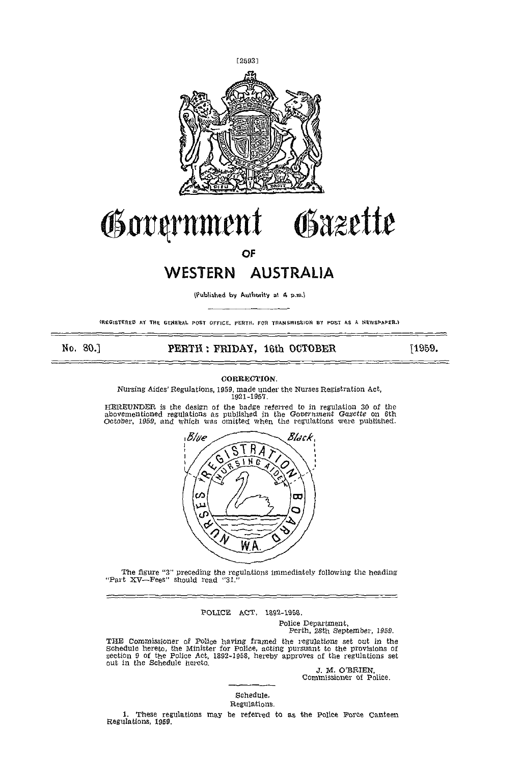# Government Gazette

## OF

## WESTERN AUSTRALIA

(Published by Authority at 4 p.m.)

(REGISTERED AT THE GENERAL POST OFFICE, PERTH, FOR TRANSMISSION BY POST AS A NEWSPAPER.)

No. 80.] **PERTH: FRIDAY, 16th OCTOBER** [1959.

---

### CORRECTION.

Nursing Aides' Regulations, 1959, made under the Nurses Registration Act, 1921-1957.

HEREUNDER is the design of the badge referred to in regulation 30 of the abovementioned regulations as published in the *Government Gazette* on 6th October, 1959, and which was omitted when the regulations were published.

Blue Black

NURSES REGISTRATION BOARD NURSING AIDE W.A.

The figure "3" preceding the regulations immediately following the heading "Part XV—Fees" should read "31."

---

POLICE ACT, 1892-1958.

Police Department,
Perth, 28th September, 1959.

THE Commissioner of Police having framed the regulations set out in the Schedule hereto, the Minister for Police, acting pursuant to the provisions of section 9 of the Police Act, 1892-1958, hereby approves of the regulations set out in the Schedule hereto.

J. M. O'BRIEN,
Commissioner of Police.

---

Schedule.

Regulations.

1. These regulations may be referred to as the Police Force Canteen Regulations, 1959.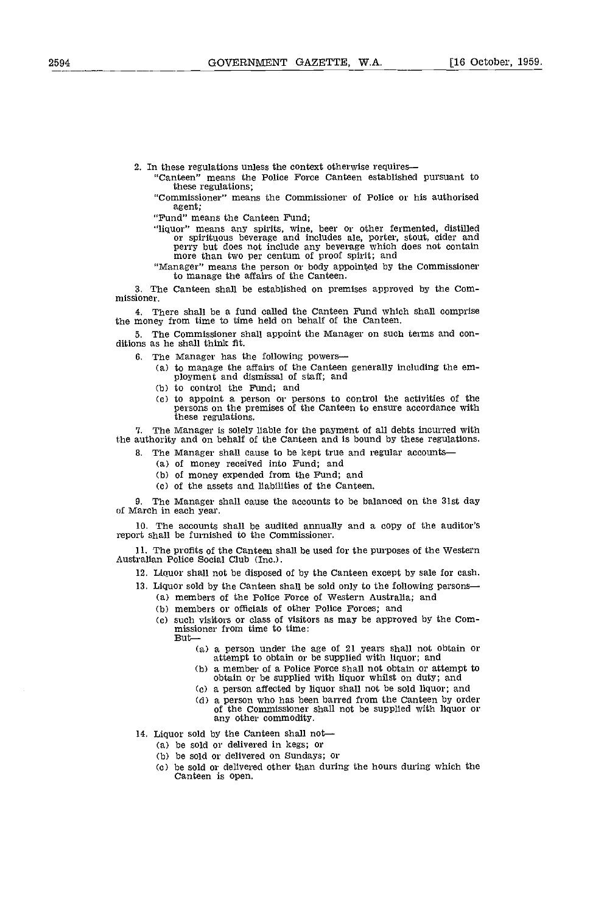2. In these regulations unless the context otherwise requires—

"Canteen" means the Police Force Canteen established pursuant to these regulations;

"Commissioner" means the Commissioner of Police or his authorised agent;

"Fund" means the Canteen Fund;

"liquor" means any spirits, wine, beer or other fermented, distilled or spirituous beverage and includes ale, porter, stout, cider and perry but does not include any beverage which does not contain more than two per centum of proof spirit; and

"Manager" means the person or body appointed by the Commissioner to manage the affairs of the Canteen.

3. The Canteen shall be established on premises approved by the Commissioner.

4. There shall be a fund called the Canteen Fund which shall comprise the money from time to time held on behalf of the Canteen.

5. The Commissioner shall appoint the Manager on such terms and conditions as he shall think fit.

6. The Manager has the following powers—

(a) to manage the affairs of the Canteen generally including the employment and dismissal of staff; and

(b) to control the Fund; and

(c) to appoint a person or persons to control the activities of the persons on the premises of the Canteen to ensure accordance with these regulations.

7. The Manager is solely liable for the payment of all debts incurred with the authority and on behalf of the Canteen and is bound by these regulations.

8. The Manager shall cause to be kept true and regular accounts—

(a) of money received into Fund; and

(b) of money expended from the Fund; and

(c) of the assets and liabilities of the Canteen.

9. The Manager shall cause the accounts to be balanced on the 31st day of March in each year.

10. The accounts shall be audited annually and a copy of the auditor's report shall be furnished to the Commissioner.

11. The profits of the Canteen shall be used for the purposes of the Western Australian Police Social Club (Inc.).

12. Liquor shall not be disposed of by the Canteen except by sale for cash.

13. Liquor sold by the Canteen shall be sold only to the following persons—

(a) members of the Police Force of Western Australia; and

(b) members or officials of other Police Forces; and

(c) such visitors or class of visitors as may be approved by the Commissioner from time to time:

But—

(a) a person under the age of 21 years shall not obtain or attempt to obtain or be supplied with liquor; and

(b) a member of a Police Force shall not obtain or attempt to obtain or be supplied with liquor whilst on duty; and

(c) a person affected by liquor shall not be sold liquor; and

(d) a person who has been barred from the Canteen by order of the Commissioner shall not be supplied with liquor or any other commodity.

14. Liquor sold by the Canteen shall not—

(a) be sold or delivered in kegs; or

(b) be sold or delivered on Sundays; or

(c) be sold or delivered other than during the hours during which the Canteen is open.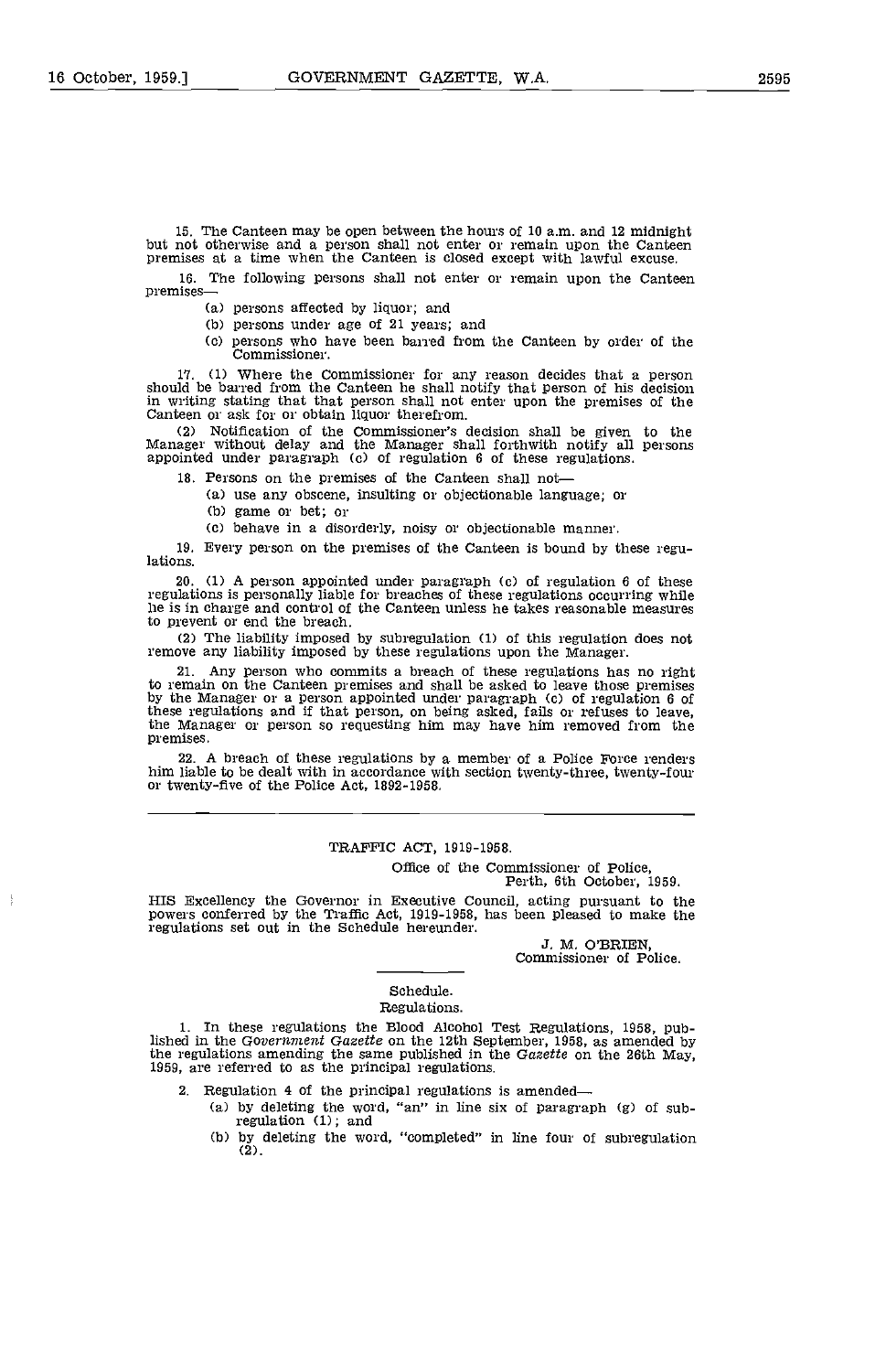15. The Canteen may be open between the hours of 10 a.m. and 12 midnight but not otherwise and a person shall not enter or remain upon the Canteen premises at a time when the Canteen is closed except with lawful excuse.

16. The following persons shall not enter or remain upon the Canteen premises—

(a) persons affected by liquor; and

(b) persons under age of 21 years; and

(c) persons who have been barred from the Canteen by order of the Commissioner.

17. (1) Where the Commissioner for any reason decides that a person should be barred from the Canteen he shall notify that person of his decision in writing stating that that person shall not enter upon the premises of the Canteen or ask for or obtain liquor therefrom.

(2) Notification of the Commissioner's decision shall be given to the Manager without delay and the Manager shall forthwith notify all persons appointed under paragraph (c) of regulation 6 of these regulations.

18. Persons on the premises of the Canteen shall not—

(a) use any obscene, insulting or objectionable language; or

(b) game or bet; or

(c) behave in a disorderly, noisy or objectionable manner.

19. Every person on the premises of the Canteen is bound by these regulations.

20. (1) A person appointed under paragraph (c) of regulation 6 of these regulations is personally liable for breaches of these regulations occurring while he is in charge and control of the Canteen unless he takes reasonable measures to prevent or end the breach.

(2) The liability imposed by subregulation (1) of this regulation does not remove any liability imposed by these regulations upon the Manager.

21. Any person who commits a breach of these regulations has no right to remain on the Canteen premises and shall be asked to leave those premises by the Manager or a person appointed under paragraph (c) of regulation 6 of these regulations and if that person, on being asked, fails or refuses to leave, the Manager or person so requesting him may have him removed from the premises.

22. A breach of these regulations by a member of a Police Force renders him liable to be dealt with in accordance with section twenty-three, twenty-four or twenty-five of the Police Act, 1892-1958.

---

## TRAFFIC ACT, 1919-1958.

Office of the Commissioner of Police,
Perth, 6th October, 1959.

HIS Excellency the Governor in Executive Council, acting pursuant to the powers conferred by the Traffic Act, 1919-1958, has been pleased to make the regulations set out in the Schedule hereunder.

J. M. O'BRIEN,
Commissioner of Police.

---

### Schedule.

### Regulations.

1. In these regulations the Blood Alcohol Test Regulations, 1958, published in the *Government Gazette* on the 12th September, 1958, as amended by the regulations amending the same published in the *Gazette* on the 26th May, 1959, are referred to as the principal regulations.

2. Regulation 4 of the principal regulations is amended—

(a) by deleting the word, "an" in line six of paragraph (g) of subregulation (1); and

(b) by deleting the word, "completed" in line four of subregulation (2).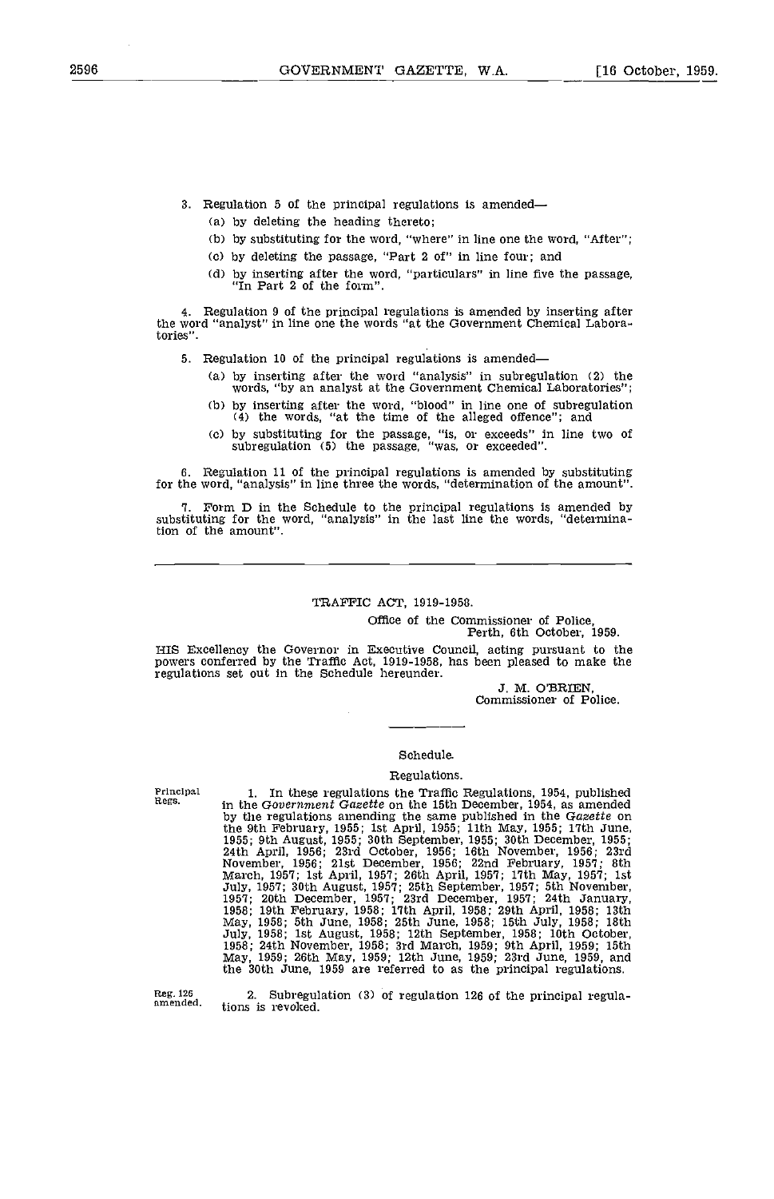3. Regulation 5 of the principal regulations is amended—

(a) by deleting the heading thereto;

(b) by substituting for the word, "where" in line one the word, "After";

(c) by deleting the passage, "Part 2 of" in line four; and

(d) by inserting after the word, "particulars" in line five the passage, "In Part 2 of the form".

4. Regulation 9 of the principal regulations is amended by inserting after the word "analyst" in line one the words "at the Government Chemical Laboratories".

5. Regulation 10 of the principal regulations is amended—

(a) by inserting after the word "analysis" in subregulation (2) the words, "by an analyst at the Government Chemical Laboratories";

(b) by inserting after the word, "blood" in line one of subregulation (4) the words, "at the time of the alleged offence"; and

(c) by substituting for the passage, "is, or exceeds" in line two of subregulation (5) the passage, "was, or exceeded".

6. Regulation 11 of the principal regulations is amended by substituting for the word, "analysis" in line three the words, "determination of the amount".

7. Form D in the Schedule to the principal regulations is amended by substituting for the word, "analysis" in the last line the words, "determination of the amount".

---

## TRAFFIC ACT, 1919-1958.

Office of the Commissioner of Police,
Perth, 6th October, 1959.

HIS Excellency the Governor in Executive Council, acting pursuant to the powers conferred by the Traffic Act, 1919-1958, has been pleased to make the regulations set out in the Schedule hereunder.

J. M. O'BRIEN,
Commissioner of Police.

---

### Schedule.

### Regulations.

Principal Regs.

1. In these regulations the Traffic Regulations, 1954, published in the *Government Gazette* on the 15th December, 1954, as amended by the regulations amending the same published in the *Gazette* on the 9th February, 1955; 1st April, 1955; 11th May, 1955; 17th June, 1955; 9th August, 1955; 30th September, 1955; 30th December, 1955; 24th April, 1956; 23rd October, 1956; 16th November, 1956; 23rd November, 1956; 21st December, 1956; 22nd February, 1957; 8th March, 1957; 1st April, 1957; 26th April, 1957; 17th May, 1957; 1st July, 1957; 30th August, 1957; 25th September, 1957; 5th November, 1957; 20th December, 1957; 23rd December, 1957; 24th January, 1958; 19th February, 1958; 17th April, 1958; 29th April, 1958; 13th May, 1958; 5th June, 1958; 25th June, 1958; 15th July, 1958; 18th July, 1958; 1st August, 1958; 12th September, 1958; 10th October, 1958; 24th November, 1958; 3rd March, 1959; 9th April, 1959; 15th May, 1959; 26th May, 1959; 12th June, 1959; 23rd June, 1959, and the 30th June, 1959 are referred to as the principal regulations.

Reg. 126 amended.

2. Subregulation (3) of regulation 126 of the principal regulations is revoked.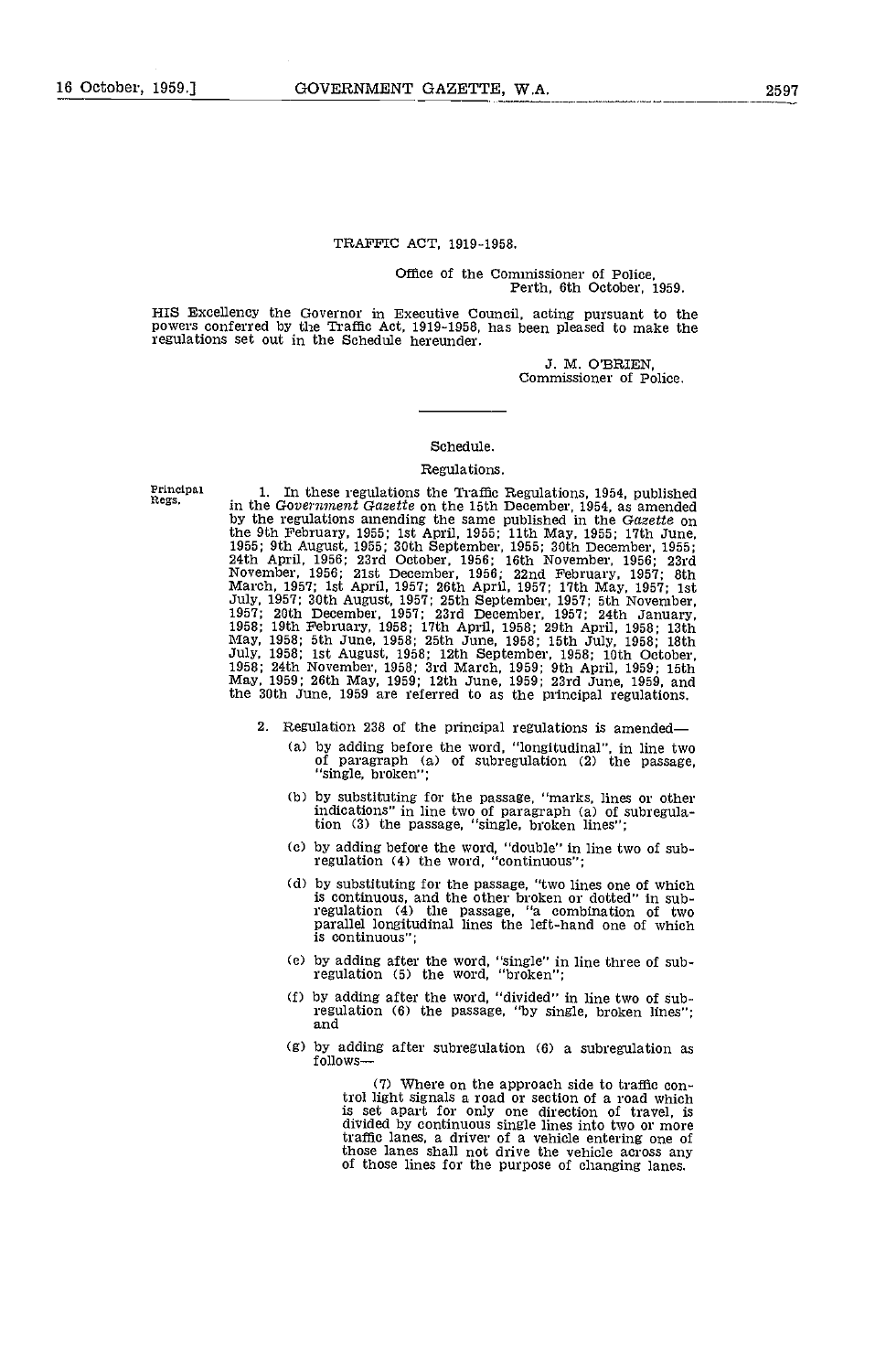## TRAFFIC ACT, 1919-1958.

Office of the Commissioner of Police,
Perth, 6th October, 1959.

HIS Excellency the Governor in Executive Council, acting pursuant to the powers conferred by the Traffic Act, 1919-1958, has been pleased to make the regulations set out in the Schedule hereunder.

J. M. O'BRIEN,
Commissioner of Police.

---

### Schedule.

### Regulations.

Principal Regs.

1. In these regulations the Traffic Regulations, 1954, published in the *Government Gazette* on the 15th December, 1954, as amended by the regulations amending the same published in the *Gazette* on the 9th February, 1955; 1st April, 1955; 11th May, 1955; 17th June, 1955; 9th August, 1955; 30th September, 1955; 30th December, 1955; 24th April, 1956; 23rd October, 1956; 16th November, 1956; 23rd November, 1956; 21st December, 1956; 22nd February, 1957; 8th March, 1957; 1st April, 1957; 26th April, 1957; 17th May, 1957; 1st July, 1957; 30th August, 1957; 25th September, 1957; 5th November, 1957; 20th December, 1957; 23rd December, 1957; 24th January, 1958; 19th February, 1958; 17th April, 1958; 29th April, 1958; 13th May, 1958; 5th June, 1958; 25th June, 1958; 15th July, 1958; 18th July, 1958; 1st August, 1958; 12th September, 1958; 10th October, 1958; 24th November, 1958; 3rd March, 1959; 9th April, 1959; 15th May, 1959; 26th May, 1959; 12th June, 1959; 23rd June, 1959, and the 30th June, 1959 are referred to as the principal regulations.

2. Regulation 238 of the principal regulations is amended—

(a) by adding before the word, "longitudinal", in line two of paragraph (a) of subregulation (2) the passage, "single, broken";

(b) by substituting for the passage, "marks, lines or other indications" in line two of paragraph (a) of subregulation (3) the passage, "single, broken lines";

(c) by adding before the word, "double" in line two of subregulation (4) the word, "continuous";

(d) by substituting for the passage, "two lines one of which is continuous, and the other broken or dotted" in subregulation (4) the passage, "a combination of two parallel longitudinal lines the left-hand one of which is continuous";

(e) by adding after the word, "single" in line three of subregulation (5) the word, "broken";

(f) by adding after the word, "divided" in line two of subregulation (6) the passage, "by single, broken lines"; and

(g) by adding after subregulation (6) a subregulation as follows—

(7) Where on the approach side to traffic control light signals a road or section of a road which is set apart for only one direction of travel, is divided by continuous single lines into two or more traffic lanes, a driver of a vehicle entering one of those lanes shall not drive the vehicle across any of those lines for the purpose of changing lanes.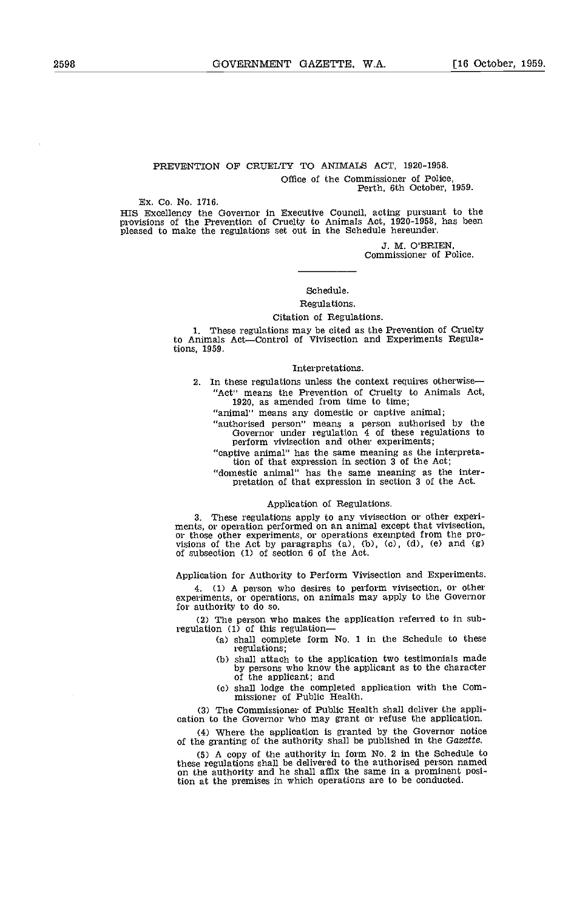PREVENTION OF CRUELTY TO ANIMALS ACT, 1920-1958.

Office of the Commissioner of Police,
Perth, 6th October, 1959.

Ex. Co. No. 1716.

HIS Excellency the Governor in Executive Council, acting pursuant to the provisions of the Prevention of Cruelty to Animals Act, 1920-1958, has been pleased to make the regulations set out in the Schedule hereunder.

J. M. O'BRIEN,
Commissioner of Police.

---

Schedule.

Regulations.

Citation of Regulations.

1. These regulations may be cited as the Prevention of Cruelty to Animals Act—Control of Vivisection and Experiments Regulations, 1959.

Interpretations.

2. In these regulations unless the context requires otherwise—

"Act" means the Prevention of Cruelty to Animals Act, 1920, as amended from time to time;

"animal" means any domestic or captive animal;

"authorised person" means a person authorised by the Governor under regulation 4 of these regulations to perform vivisection and other experiments;

"captive animal" has the same meaning as the interpretation of that expression in section 3 of the Act;

"domestic animal" has the same meaning as the interpretation of that expression in section 3 of the Act.

Application of Regulations.

3. These regulations apply to any vivisection or other experiments, or operation performed on an animal except that vivisection, or those other experiments, or operations exempted from the provisions of the Act by paragraphs (a), (b), (c), (d), (e) and (g) of subsection (1) of section 6 of the Act.

Application for Authority to Perform Vivisection and Experiments.

4. (1) A person who desires to perform vivisection, or other experiments, or operations, on animals may apply to the Governor for authority to do so.

(2) The person who makes the application referred to in subregulation (1) of this regulation—

(a) shall complete form No. 1 in the Schedule to these regulations;

(b) shall attach to the application two testimonials made by persons who know the applicant as to the character of the applicant; and

(c) shall lodge the completed application with the Commissioner of Public Health.

(3) The Commissioner of Public Health shall deliver the application to the Governor who may grant or refuse the application.

(4) Where the application is granted by the Governor notice of the granting of the authority shall be published in the *Gazette*.

(5) A copy of the authority in form No. 2 in the Schedule to these regulations shall be delivered to the authorised person named on the authority and he shall affix the same in a prominent position at the premises in which operations are to be conducted.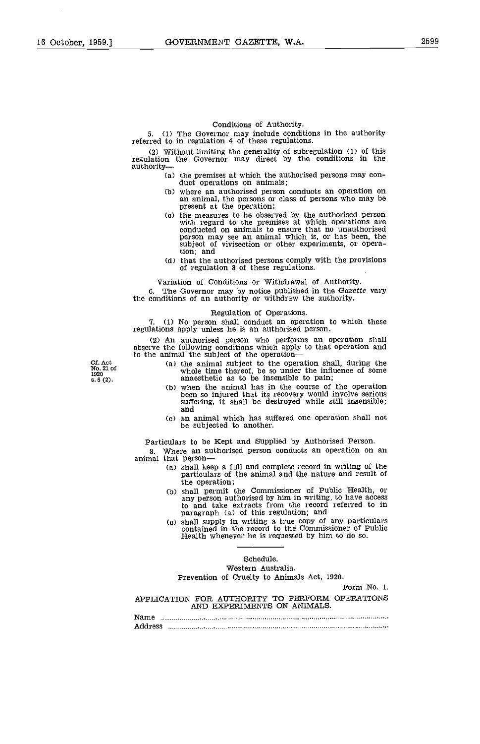### Conditions of Authority.

5. (1) The Governor may include conditions in the authority referred to in regulation 4 of these regulations.

(2) Without limiting the generality of subregulation (1) of this regulation the Governor may direct by the conditions in the authority—

(a) the premises at which the authorised persons may conduct operations on animals;

(b) where an authorised person conducts an operation on an animal, the persons or class of persons who may be present at the operation;

(c) the measures to be observed by the authorised person with regard to the premises at which operations are conducted on animals to ensure that no unauthorised person may see an animal which is, or has been, the subject of vivisection or other experiments, or operation; and

(d) that the authorised persons comply with the provisions of regulation 8 of these regulations.

### Variation of Conditions or Withdrawal of Authority.

6. The Governor may by notice published in the *Gazette* vary the conditions of an authority or withdraw the authority.

### Regulation of Operations.

7. (1) No person shall conduct an operation to which these regulations apply unless he is an authorised person.

(2) An authorised person who performs an operation shall observe the following conditions which apply to that operation and to the animal the subject of the operation—

Cf. Act No. 21 of 1920 s. 6 (2).

(a) the animal subject to the operation shall, during the whole time thereof, be so under the influence of some anaesthetic as to be insensible to pain;

(b) when the animal has in the course of the operation been so injured that its recovery would involve serious suffering, it shall be destroyed while still insensible; and

(c) an animal which has suffered one operation shall not be subjected to another.

### Particulars to be Kept and Supplied by Authorised Person.

8. Where an authorised person conducts an operation on an animal that person—

(a) shall keep a full and complete record in writing of the particulars of the animal and the nature and result of the operation;

(b) shall permit the Commissioner of Public Health, or any person authorised by him in writing, to have access to and take extracts from the record referred to in paragraph (a) of this regulation; and

(c) shall supply in writing a true copy of any particulars contained in the record to the Commissioner of Public Health whenever he is requested by him to do so.

---

Schedule.

Western Australia.

Prevention of Cruelty to Animals Act, 1920.

Form No. 1.

APPLICATION FOR AUTHORITY TO PERFORM OPERATIONS AND EXPERIMENTS ON ANIMALS.

Name ....................................................................................................

Address ....................................................................................................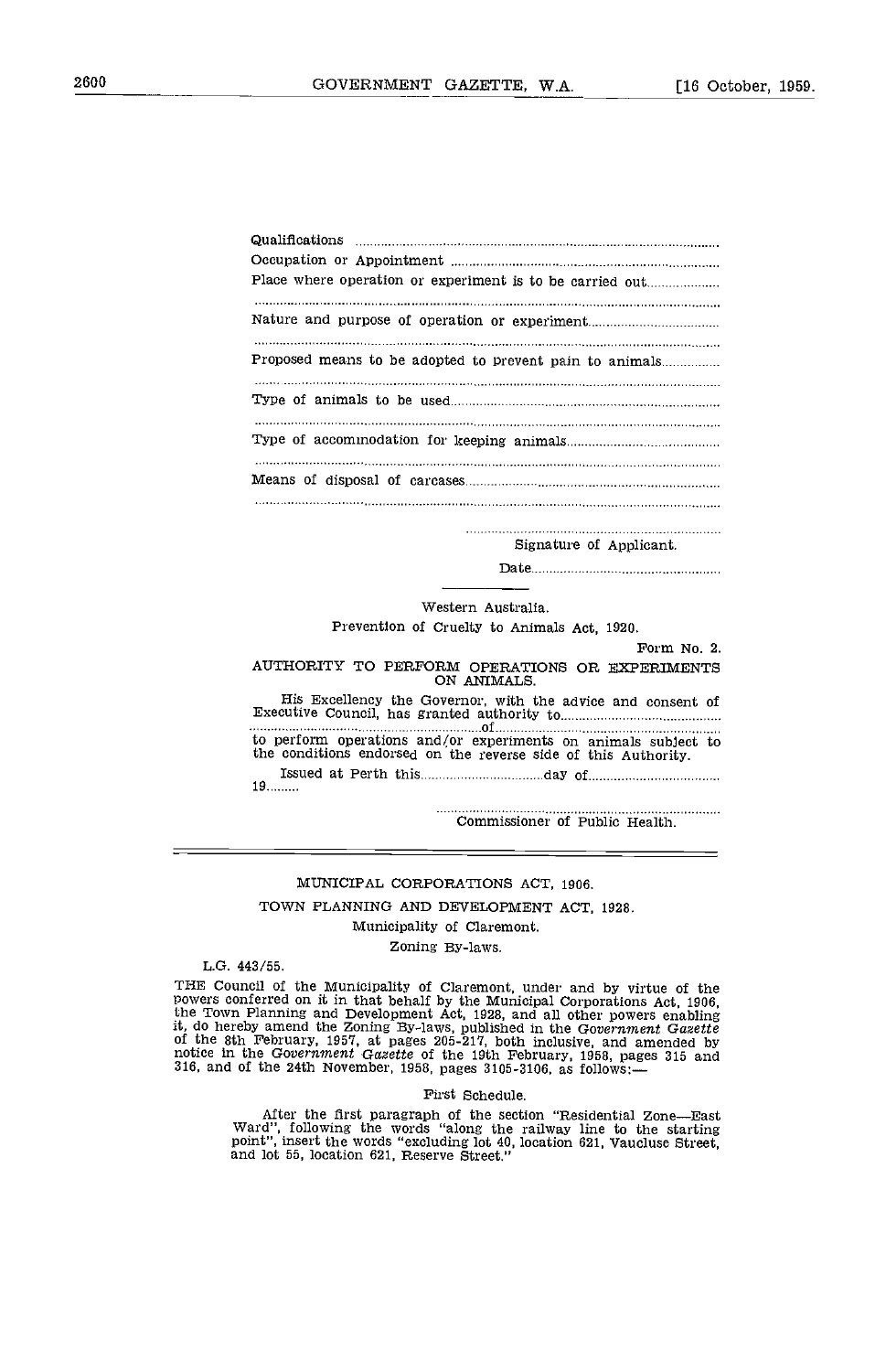Qualifications ..................................................................................................

Occupation or Appointment ..................................................................................

Place where operation or experiment is to be carried out......................

..................................................................................................................................

Nature and purpose of operation or experiment.......................................

..................................................................................................................................

Proposed means to be adopted to prevent pain to animals.................

..................................................................................................................................

Type of animals to be used.........................................................................

..................................................................................................................................

Type of accommodation for keeping animals............................................

..................................................................................................................................

Means of disposal of carcases.....................................................................

..................................................................................................................................

..........................................................................

Signature of Applicant.

Date....................................................

---

Western Australia.

Prevention of Cruelty to Animals Act, 1920.

Form No. 2.

AUTHORITY TO PERFORM OPERATIONS OR EXPERIMENTS ON ANIMALS.

His Excellency the Governor, with the advice and consent of Executive Council, has granted authority to..............................................
....................................................of...........................................................
to perform operations and/or experiments on animals subject to the conditions endorsed on the reverse side of this Authority.

Issued at Perth this..................................day of......................................
19.........

..........................................................................

Commissioner of Public Health.

---

MUNICIPAL CORPORATIONS ACT, 1906.

TOWN PLANNING AND DEVELOPMENT ACT, 1928.

Municipality of Claremont.

Zoning By-laws.

L.G. 443/55.

THE Council of the Municipality of Claremont, under and by virtue of the powers conferred on it in that behalf by the Municipal Corporations Act, 1906, the Town Planning and Development Act, 1928, and all other powers enabling it, do hereby amend the Zoning By-laws, published in the *Government Gazette* of the 8th February, 1957, at pages 205-217, both inclusive, and amended by notice in the *Government Gazette* of the 19th February, 1958, pages 315 and 316, and of the 24th November, 1958, pages 3105-3106, as follows:—

First Schedule.

After the first paragraph of the section "Residential Zone—East Ward", following the words "along the railway line to the starting point", insert the words "excluding lot 40, location 621, Vaucluse Street, and lot 55, location 621, Reserve Street."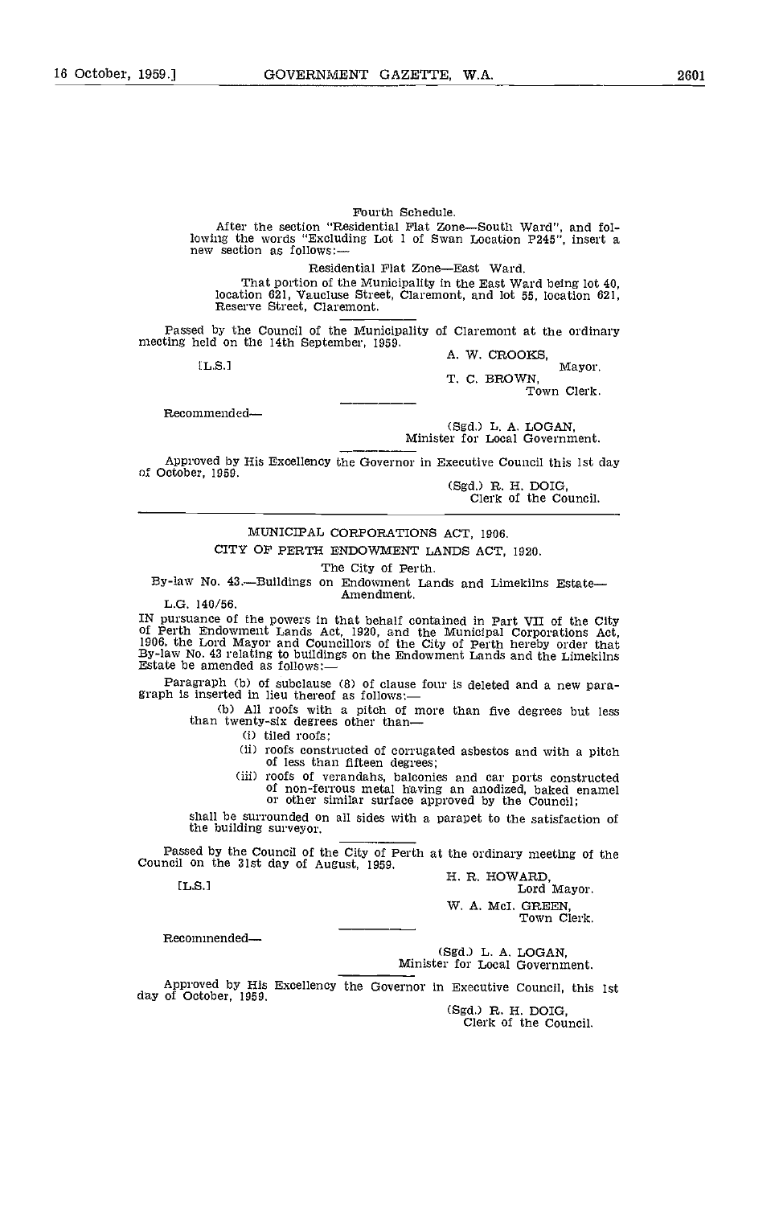Fourth Schedule.

After the section "Residential Flat Zone—South Ward", and following the words "Excluding Lot 1 of Swan Location P245", insert a new section as follows:—

Residential Flat Zone—East Ward.

That portion of the Municipality in the East Ward being lot 40, location 621, Vaucluse Street, Claremont, and lot 55, location 621, Reserve Street, Claremont.

Passed by the Council of the Municipality of Claremont at the ordinary meeting held on the 14th September, 1959.

[L.S.]

A. W. CROOKS,
Mayor.

T. C. BROWN,
Town Clerk.

Recommended—

(Sgd.) L. A. LOGAN,
Minister for Local Government.

Approved by His Excellency the Governor in Executive Council this 1st day of October, 1959.

(Sgd.) R. H. DOIG,
Clerk of the Council.

---

MUNICIPAL CORPORATIONS ACT, 1906.

CITY OF PERTH ENDOWMENT LANDS ACT, 1920.

The City of Perth.

By-law No. 43.—Buildings on Endowment Lands and Limekilns Estate—Amendment.

L.G. 140/56.

IN pursuance of the powers in that behalf contained in Part VII of the City of Perth Endowment Lands Act, 1920, and the Municipal Corporations Act, 1906, the Lord Mayor and Councillors of the City of Perth hereby order that By-law No. 43 relating to buildings on the Endowment Lands and the Limekilns Estate be amended as follows:—

Paragraph (b) of subclause (8) of clause four is deleted and a new paragraph is inserted in lieu thereof as follows:—

(b) All roofs with a pitch of more than five degrees but less than twenty-six degrees other than—

(i) tiled roofs;

(ii) roofs constructed of corrugated asbestos and with a pitch of less than fifteen degrees;

(iii) roofs of verandahs, balconies and car ports constructed of non-ferrous metal having an anodized, baked enamel or other similar surface approved by the Council;

shall be surrounded on all sides with a parapet to the satisfaction of the building surveyor.

Passed by the Council of the City of Perth at the ordinary meeting of the Council on the 31st day of August, 1959.

[L.S.]

H. R. HOWARD,
Lord Mayor.

W. A. McI. GREEN,
Town Clerk.

Recommended—

(Sgd.) L. A. LOGAN,
Minister for Local Government.

Approved by His Excellency the Governor in Executive Council, this 1st day of October, 1959.

(Sgd.) R. H. DOIG,
Clerk of the Council.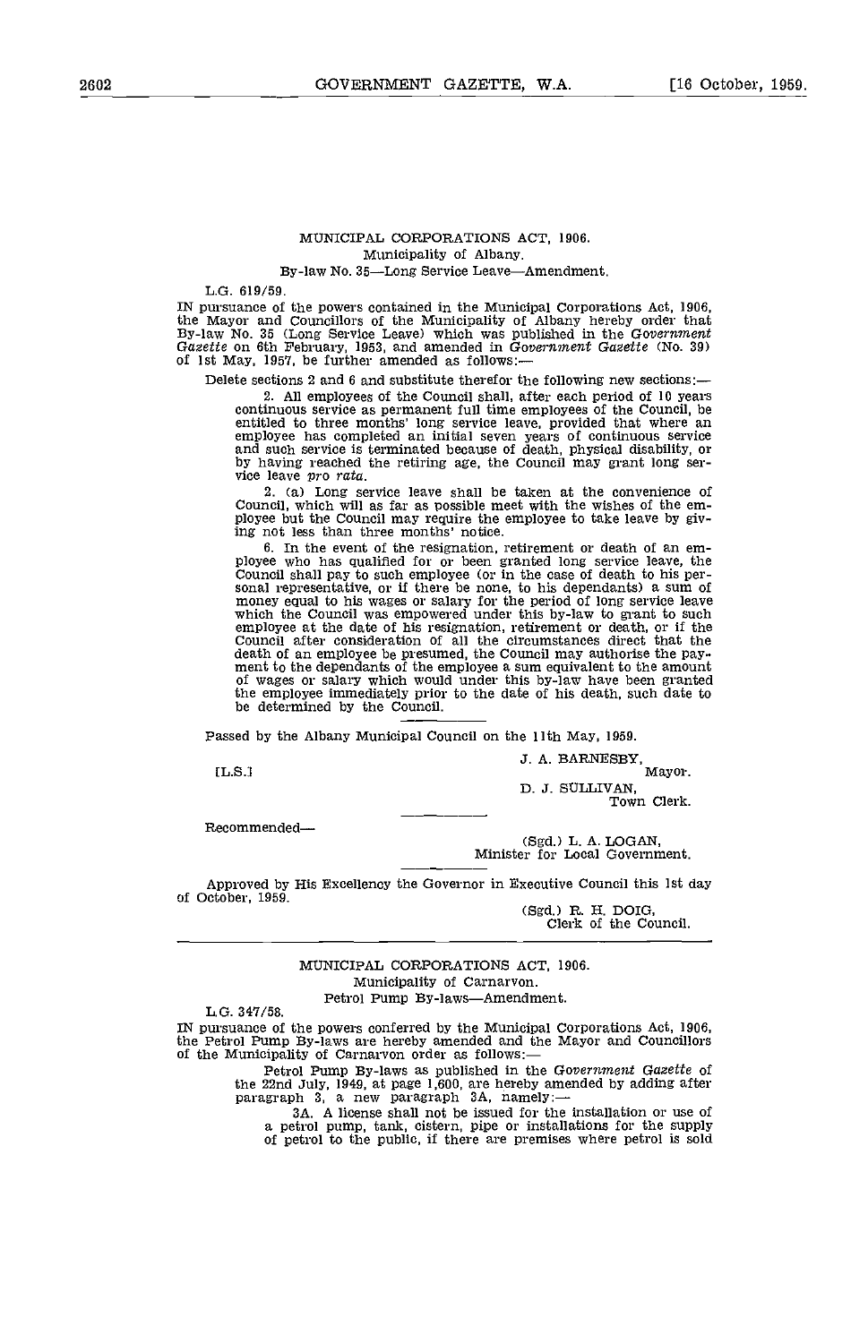## MUNICIPAL CORPORATIONS ACT, 1906.

Municipality of Albany.

By-law No. 35—Long Service Leave—Amendment.

L.G. 619/59.

IN pursuance of the powers contained in the Municipal Corporations Act, 1906, the Mayor and Councillors of the Municipality of Albany hereby order that By-law No. 35 (Long Service Leave) which was published in the *Government Gazette* on 6th February, 1953, and amended in *Government Gazette* (No. 39) of 1st May, 1957, be further amended as follows:—

Delete sections 2 and 6 and substitute therefor the following new sections:—

2. All employees of the Council shall, after each period of 10 years continuous service as permanent full time employees of the Council, be entitled to three months' long service leave, provided that where an employee has completed an initial seven years of continuous service and such service is terminated because of death, physical disability, or by having reached the retiring age, the Council may grant long service leave *pro rata*.

2. (a) Long service leave shall be taken at the convenience of Council, which will as far as possible meet with the wishes of the employee but the Council may require the employee to take leave by giving not less than three months' notice.

6. In the event of the resignation, retirement or death of an employee who has qualified for or been granted long service leave, the Council shall pay to such employee (or in the case of death to his personal representative, or if there be none, to his dependants) a sum of money equal to his wages or salary for the period of long service leave which the Council was empowered under this by-law to grant to such employee at the date of his resignation, retirement or death, or if the Council after consideration of all the circumstances direct that the death of an employee be presumed, the Council may authorise the payment to the dependants of the employee a sum equivalent to the amount of wages or salary which would under this by-law have been granted the employee immediately prior to the date of his death, such date to be determined by the Council.

Passed by the Albany Municipal Council on the 11th May, 1959.

[L.S.]

J. A. BARNESBY,
Mayor.

D. J. SULLIVAN,
Town Clerk.

Recommended—

(Sgd.) L. A. LOGAN,
Minister for Local Government.

Approved by His Excellency the Governor in Executive Council this 1st day of October, 1959.

(Sgd.) R. H. DOIG,
Clerk of the Council.

---

## MUNICIPAL CORPORATIONS ACT, 1906.

Municipality of Carnarvon.

Petrol Pump By-laws—Amendment.

L.G. 347/58.

IN pursuance of the powers conferred by the Municipal Corporations Act, 1906, the Petrol Pump By-laws are hereby amended and the Mayor and Councillors of the Municipality of Carnarvon order as follows:—

Petrol Pump By-laws as published in the *Government Gazette* of the 22nd July, 1949, at page 1,600, are hereby amended by adding after paragraph 3, a new paragraph 3A, namely:—

3A. A license shall not be issued for the installation or use of a petrol pump, tank, cistern, pipe or installations for the supply of petrol to the public, if there are premises where petrol is sold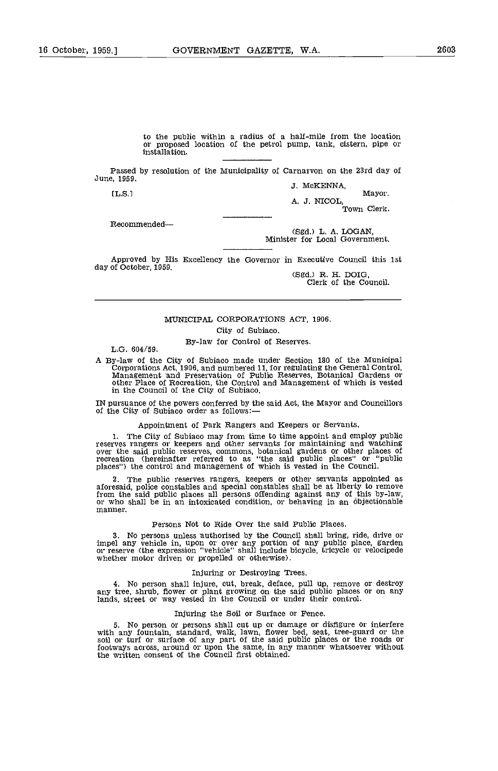to the public within a radius of a half-mile from the location or proposed location of the petrol pump, tank, cistern, pipe or installation.

---

Passed by resolution of the Municipality of Carnarvon on the 23rd day of June, 1959.

[L.S.]

J. McKENNA,
Mayor.

A. J. NICOL,
Town Clerk.

---

Recommended—

(Sgd.) L. A. LOGAN,
Minister for Local Government.

---

Approved by His Excellency the Governor in Executive Council this 1st day of October, 1959.

(Sgd.) R. H. DOIG,
Clerk of the Council.

---

## MUNICIPAL CORPORATIONS ACT, 1906.

### City of Subiaco.

### By-law for Control of Reserves.

L.G. 604/59.

A By-law of the City of Subiaco made under Section 180 of the Municipal Corporations Act, 1906, and numbered 11, for regulating the General Control, Management and Preservation of Public Reserves, Botanical Gardens or other Place of Recreation, the Control and Management of which is vested in the Council of the City of Subiaco.

IN pursuance of the powers conferred by the said Act, the Mayor and Councillors of the City of Subiaco order as follows:—

#### Appointment of Park Rangers and Keepers or Servants.

1. The City of Subiaco may from time to time appoint and employ public reserves rangers or keepers and other servants for maintaining and watching over the said public reserves, commons, botanical gardens or other places of recreation (hereinafter referred to as "the said public places" or "public places") the control and management of which is vested in the Council.

2. The public reserves rangers, keepers or other servants appointed as aforesaid, police constables and special constables shall be at liberty to remove from the said public places all persons offending against any of this by-law, or who shall be in an intoxicated condition, or behaving in an objectionable manner.

#### Persons Not to Ride Over the said Public Places.

3. No persons unless authorised by the Council shall bring, ride, drive or impel any vehicle in, upon or over any portion of any public place, garden or reserve (the expression "vehicle" shall include bicycle, tricycle or velocipede whether motor driven or propelled or otherwise).

#### Injuring or Destroying Trees.

4. No person shall injure, cut, break, deface, pull up, remove or destroy any tree, shrub, flower or plant growing on the said public places or on any lands, street or way vested in the Council or under their control.

#### Injuring the Soil or Surface or Fence.

5. No person or persons shall cut up or damage or disfigure or interfere with any fountain, standard, walk, lawn, flower bed, seat, tree-guard or the soil or turf or surface of any part of the said public places or the roads or footways across, around or upon the same, in any manner whatsoever without the written consent of the Council first obtained.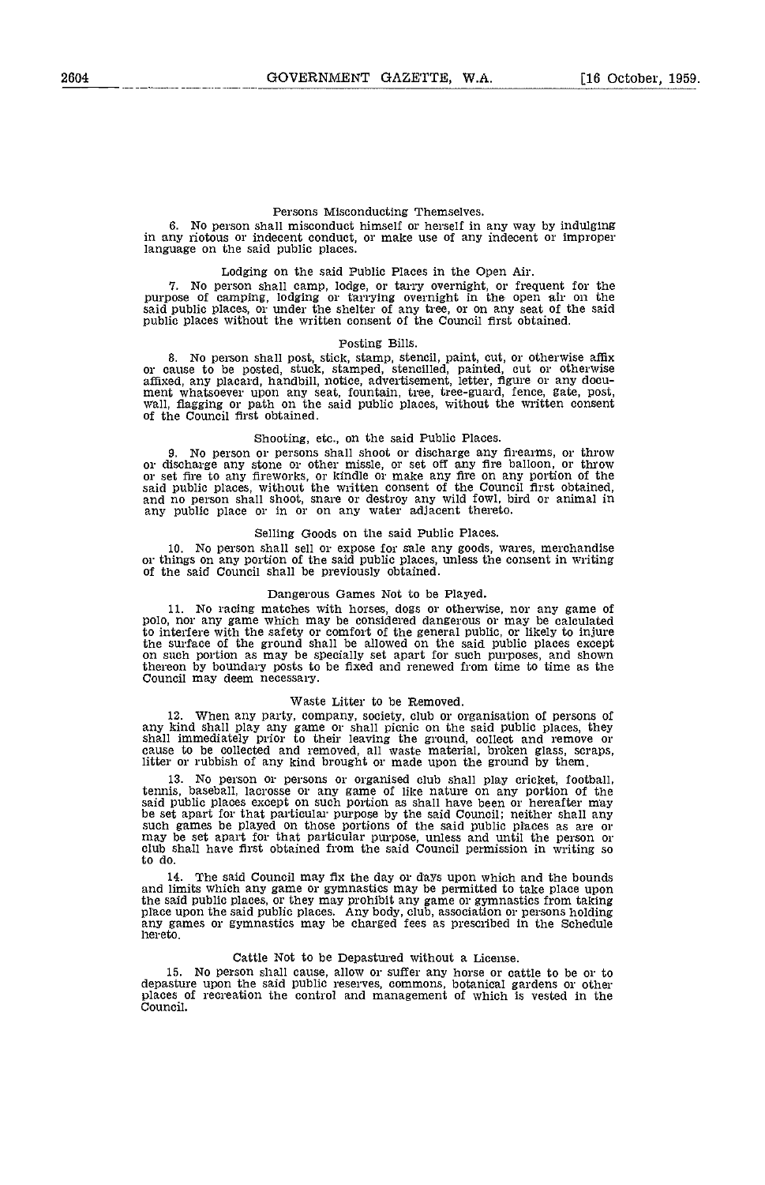### Persons Misconducting Themselves.

6. No person shall misconduct himself or herself in any way by indulging in any riotous or indecent conduct, or make use of any indecent or improper language on the said public places.

### Lodging on the said Public Places in the Open Air.

7. No person shall camp, lodge, or tarry overnight, or frequent for the purpose of camping, lodging or tarrying overnight in the open air on the said public places, or under the shelter of any tree, or on any seat of the said public places without the written consent of the Council first obtained.

### Posting Bills.

8. No person shall post, stick, stamp, stencil, paint, cut, or otherwise affix or cause to be posted, stuck, stamped, stencilled, painted, cut or otherwise affixed, any placard, handbill, notice, advertisement, letter, figure or any document whatsoever upon any seat, fountain, tree, tree-guard, fence, gate, post, wall, flagging or path on the said public places, without the written consent of the Council first obtained.

### Shooting, etc., on the said Public Places.

9. No person or persons shall shoot or discharge any firearms, or throw or discharge any stone or other missle, or set off any fire balloon, or throw or set fire to any fireworks, or kindle or make any fire on any portion of the said public places, without the written consent of the Council first obtained, and no person shall shoot, snare or destroy any wild fowl, bird or animal in any public place or in or on any water adjacent thereto.

### Selling Goods on the said Public Places.

10. No person shall sell or expose for sale any goods, wares, merchandise or things on any portion of the said public places, unless the consent in writing of the said Council shall be previously obtained.

### Dangerous Games Not to be Played.

11. No racing matches with horses, dogs or otherwise, nor any game of polo, nor any game which may be considered dangerous or may be calculated to interfere with the safety or comfort of the general public, or likely to injure the surface of the ground shall be allowed on the said public places except on such portion as may be specially set apart for such purposes, and shown thereon by boundary posts to be fixed and renewed from time to time as the Council may deem necessary.

### Waste Litter to be Removed.

12. When any party, company, society, club or organisation of persons of any kind shall play any game or shall picnic on the said public places, they shall immediately prior to their leaving the ground, collect and remove or cause to be collected and removed, all waste material, broken glass, scraps, litter or rubbish of any kind brought or made upon the ground by them.

13. No person or persons or organised club shall play cricket, football, tennis, baseball, lacrosse or any game of like nature on any portion of the said public places except on such portion as shall have been or hereafter may be set apart for that particular purpose by the said Council; neither shall any such games be played on those portions of the said public places as are or may be set apart for that particular purpose, unless and until the person or club shall have first obtained from the said Council permission in writing so to do.

14. The said Council may fix the day or days upon which and the bounds and limits which any game or gymnastics may be permitted to take place upon the said public places, or they may prohibit any game or gymnastics from taking place upon the said public places. Any body, club, association or persons holding any games or gymnastics may be charged fees as prescribed in the Schedule hereto.

### Cattle Not to be Depastured without a License.

15. No person shall cause, allow or suffer any horse or cattle to be or to depasture upon the said public reserves, commons, botanical gardens or other places of recreation the control and management of which is vested in the Council.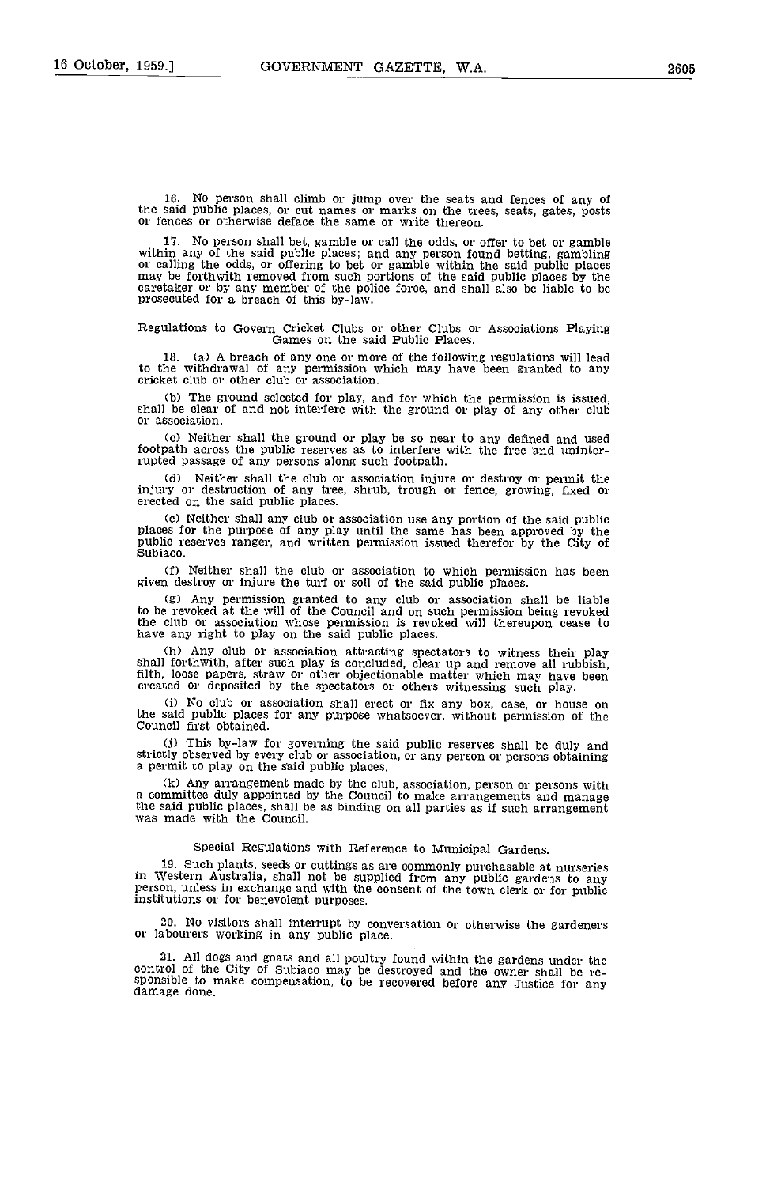16. No person shall climb or jump over the seats and fences of any of the said public places, or cut names or marks on the trees, seats, gates, posts or fences or otherwise deface the same or write thereon.

17. No person shall bet, gamble or call the odds, or offer to bet or gamble within any of the said public places; and any person found betting, gambling or calling the odds, or offering to bet or gamble within the said public places may be forthwith removed from such portions of the said public places by the caretaker or by any member of the police force, and shall also be liable to be prosecuted for a breach of this by-law.

Regulations to Govern Cricket Clubs or other Clubs or Associations Playing Games on the said Public Places.

18. (a) A breach of any one or more of the following regulations will lead to the withdrawal of any permission which may have been granted to any cricket club or other club or association.

(b) The ground selected for play, and for which the permission is issued, shall be clear of and not interfere with the ground or play of any other club or association.

(c) Neither shall the ground or play be so near to any defined and used footpath across the public reserves as to interfere with the free and uninterrupted passage of any persons along such footpath.

(d) Neither shall the club or association injure or destroy or permit the injury or destruction of any tree, shrub, trough or fence, growing, fixed or erected on the said public places.

(e) Neither shall any club or association use any portion of the said public places for the purpose of any play until the same has been approved by the public reserves ranger, and written permission issued therefor by the City of Subiaco.

(f) Neither shall the club or association to which permission has been given destroy or injure the turf or soil of the said public places.

(g) Any permission granted to any club or association shall be liable to be revoked at the will of the Council and on such permission being revoked the club or association whose permission is revoked will thereupon cease to have any right to play on the said public places.

(h) Any club or association attracting spectators to witness their play shall forthwith, after such play is concluded, clear up and remove all rubbish, filth, loose papers, straw or other objectionable matter which may have been created or deposited by the spectators or others witnessing such play.

(i) No club or association shall erect or fix any box, case, or house on the said public places for any purpose whatsoever, without permission of the Council first obtained.

(j) This by-law for governing the said public reserves shall be duly and strictly observed by every club or association, or any person or persons obtaining a permit to play on the said public places.

(k) Any arrangement made by the club, association, person or persons with a committee duly appointed by the Council to make arrangements and manage the said public places, shall be as binding on all parties as if such arrangement was made with the Council.

Special Regulations with Reference to Municipal Gardens.

19. Such plants, seeds or cuttings as are commonly purchasable at nurseries in Western Australia, shall not be supplied from any public gardens to any person, unless in exchange and with the consent of the town clerk or for public institutions or for benevolent purposes.

20. No visitors shall interrupt by conversation or otherwise the gardeners or labourers working in any public place.

21. All dogs and goats and all poultry found within the gardens under the control of the City of Subiaco may be destroyed and the owner shall be responsible to make compensation, to be recovered before any Justice for any damage done.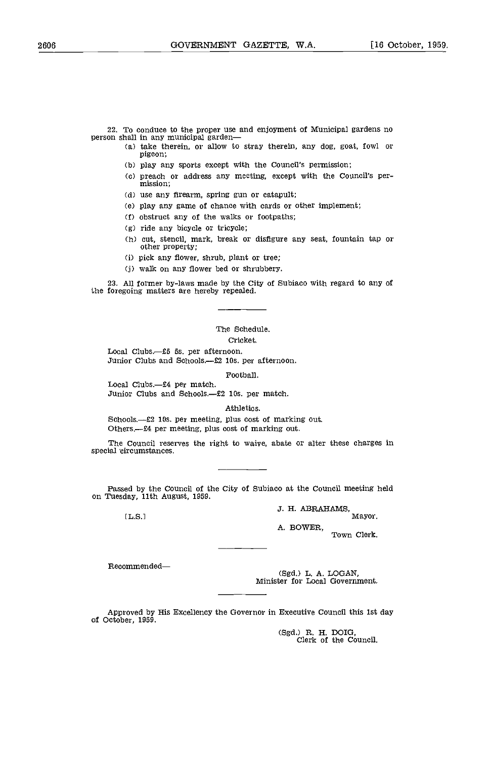22. To conduce to the proper use and enjoyment of Municipal gardens no person shall in any municipal garden—

(a) take therein, or allow to stray therein, any dog, goat, fowl or pigeon;

(b) play any sports except with the Council's permission;

(c) preach or address any meeting, except with the Council's permission;

(d) use any firearm, spring gun or catapult;

(e) play any game of chance with cards or other implement;

(f) obstruct any of the walks or footpaths;

(g) ride any bicycle or tricycle;

(h) cut, stencil, mark, break or disfigure any seat, fountain tap or other property;

(i) pick any flower, shrub, plant or tree;

(j) walk on any flower bed or shrubbery.

23. All former by-laws made by the City of Subiaco with regard to any of the foregoing matters are hereby repealed.

---

The Schedule.

Cricket.

Local Clubs.—£5 5s. per afternoon.
Junior Clubs and Schools.—£2 10s. per afternoon.

Football.

Local Clubs.—£4 per match.
Junior Clubs and Schools.—£2 10s. per match.

Athletics.

Schools.—£2 10s. per meeting, plus cost of marking out.
Others.—£4 per meeting, plus cost of marking out.

The Council reserves the right to waive, abate or alter these charges in special circumstances.

---

Passed by the Council of the City of Subiaco at the Council meeting held on Tuesday, 11th August, 1959.

[L.S.]

J. H. ABRAHAMS,
Mayor.

A. BOWER,
Town Clerk.

---

Recommended—

(Sgd.) L. A. LOGAN,
Minister for Local Government.

---

Approved by His Excellency the Governor in Executive Council this 1st day of October, 1959.

(Sgd.) R. H. DOIG,
Clerk of the Council.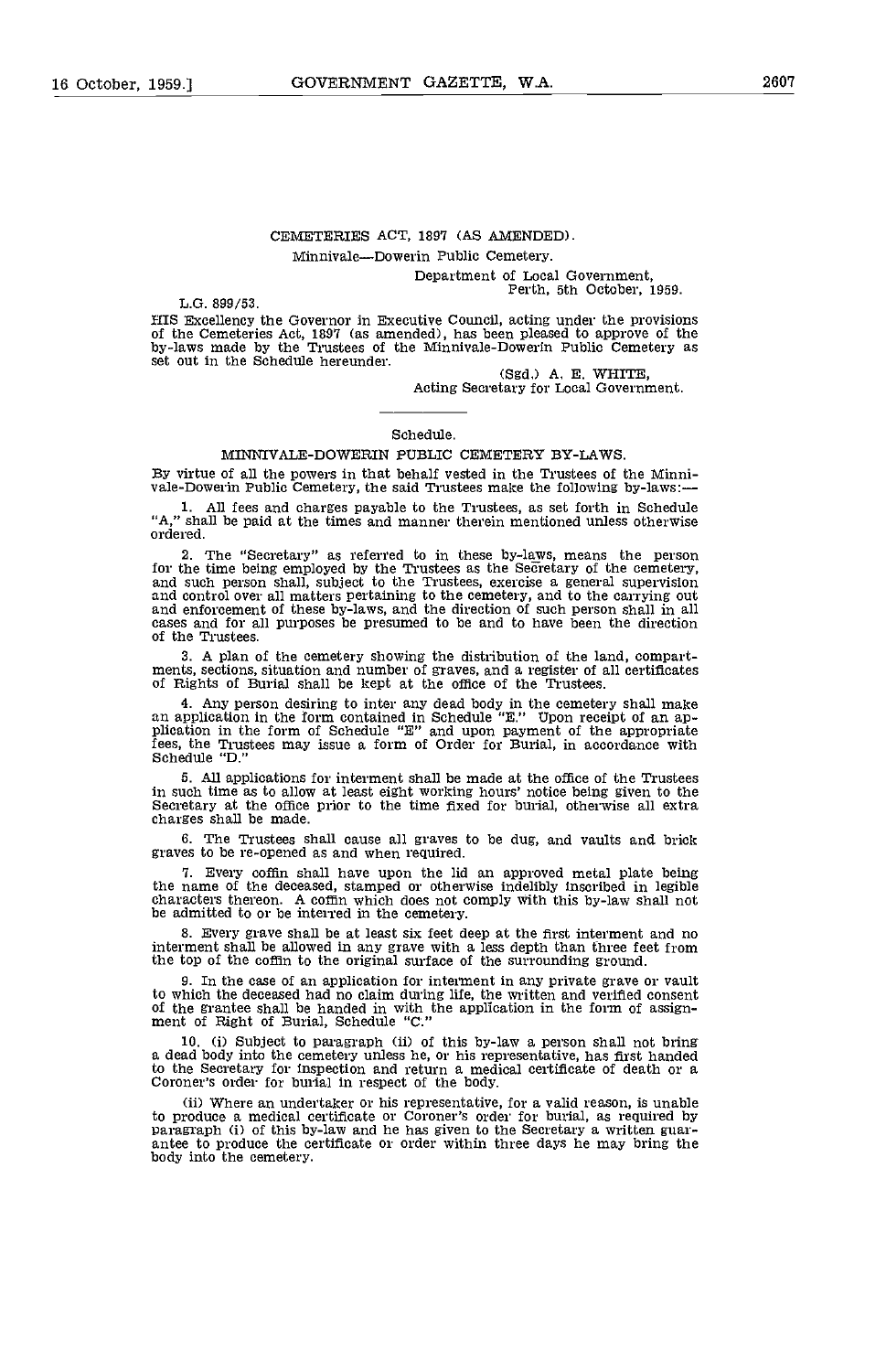CEMETERIES ACT, 1897 (AS AMENDED).

Minnivale—Dowerin Public Cemetery.

Department of Local Government,
Perth, 5th October, 1959.

L.G. 899/53.

HIS Excellency the Governor in Executive Council, acting under the provisions of the Cemeteries Act, 1897 (as amended), has been pleased to approve of the by-laws made by the Trustees of the Minnivale-Dowerin Public Cemetery as set out in the Schedule hereunder.

(Sgd.) A. E. WHITE,
Acting Secretary for Local Government.

Schedule.

MINNIVALE-DOWERIN PUBLIC CEMETERY BY-LAWS.

By virtue of all the powers in that behalf vested in the Trustees of the Minnivale-Dowerin Public Cemetery, the said Trustees make the following by-laws:—

1. All fees and charges payable to the Trustees, as set forth in Schedule "A," shall be paid at the times and manner therein mentioned unless otherwise ordered.

2. The "Secretary" as referred to in these by-laws, means the person for the time being employed by the Trustees as the Secretary of the cemetery, and such person shall, subject to the Trustees, exercise a general supervision and control over all matters pertaining to the cemetery, and to the carrying out and enforcement of these by-laws, and the direction of such person shall in all cases and for all purposes be presumed to be and to have been the direction of the Trustees.

3. A plan of the cemetery showing the distribution of the land, compartments, sections, situation and number of graves, and a register of all certificates of Rights of Burial shall be kept at the office of the Trustees.

4. Any person desiring to inter any dead body in the cemetery shall make an application in the form contained in Schedule "E." Upon receipt of an application in the form of Schedule "E" and upon payment of the appropriate fees, the Trustees may issue a form of Order for Burial, in accordance with Schedule "D."

5. All applications for interment shall be made at the office of the Trustees in such time as to allow at least eight working hours' notice being given to the Secretary at the office prior to the time fixed for burial, otherwise all extra charges shall be made.

6. The Trustees shall cause all graves to be dug, and vaults and brick graves to be re-opened as and when required.

7. Every coffin shall have upon the lid an approved metal plate being the name of the deceased, stamped or otherwise indelibly inscribed in legible characters thereon. A coffin which does not comply with this by-law shall not be admitted to or be interred in the cemetery.

8. Every grave shall be at least six feet deep at the first interment and no interment shall be allowed in any grave with a less depth than three feet from the top of the coffin to the original surface of the surrounding ground.

9. In the case of an application for interment in any private grave or vault to which the deceased had no claim during life, the written and verified consent of the grantee shall be handed in with the application in the form of assignment of Right of Burial, Schedule "C."

10. (i) Subject to paragraph (ii) of this by-law a person shall not bring a dead body into the cemetery unless he, or his representative, has first handed to the Secretary for inspection and return a medical certificate of death or a Coroner's order for burial in respect of the body.

(ii) Where an undertaker or his representative, for a valid reason, is unable to produce a medical certificate or Coroner's order for burial, as required by paragraph (i) of this by-law and he has given to the Secretary a written guarantee to produce the certificate or order within three days he may bring the body into the cemetery.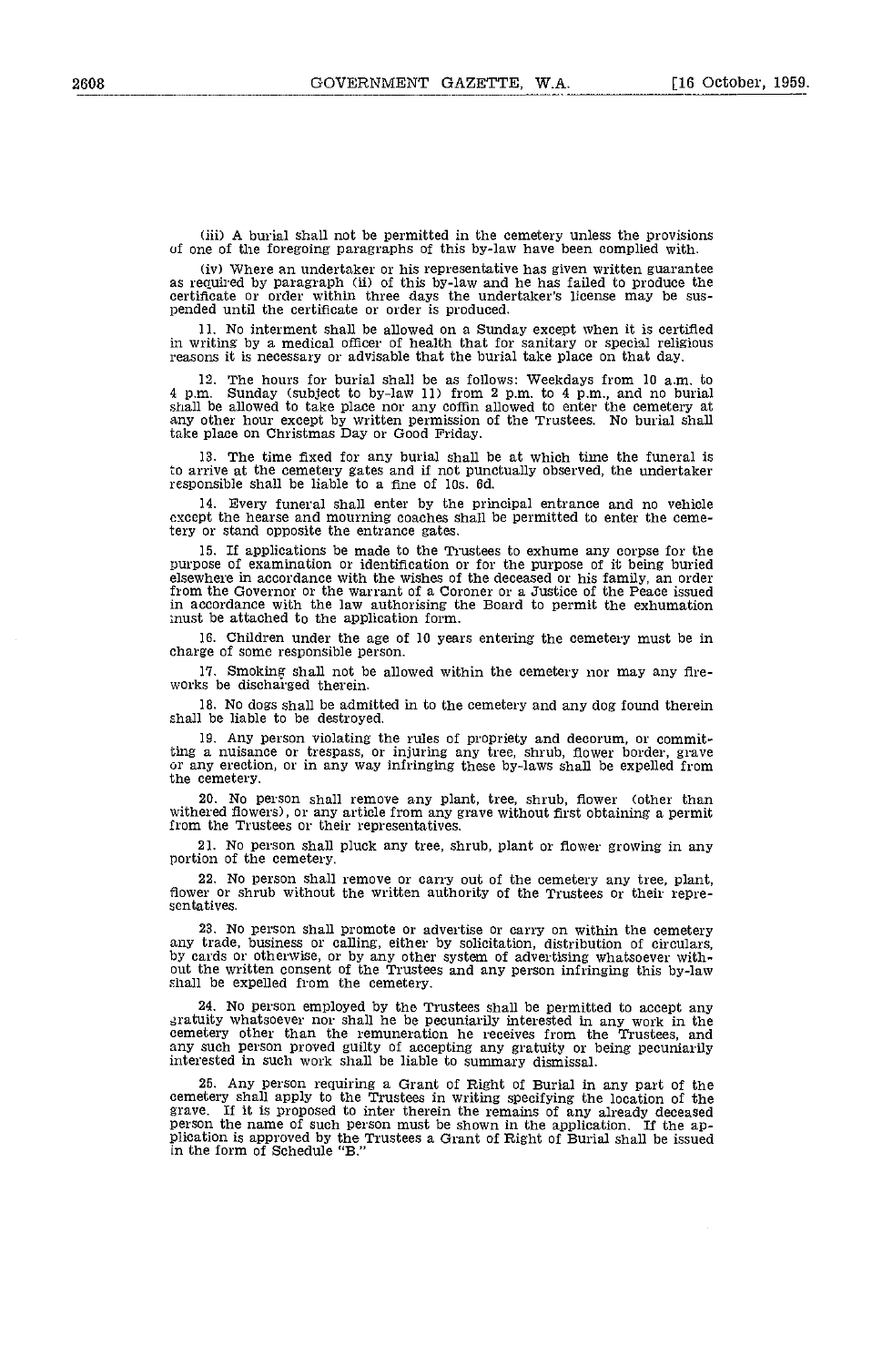(iii) A burial shall not be permitted in the cemetery unless the provisions of one of the foregoing paragraphs of this by-law have been complied with.

(iv) Where an undertaker or his representative has given written guarantee as required by paragraph (ii) of this by-law and he has failed to produce the certificate or order within three days the undertaker's license may be suspended until the certificate or order is produced.

11. No interment shall be allowed on a Sunday except when it is certified in writing by a medical officer of health that for sanitary or special religious reasons it is necessary or advisable that the burial take place on that day.

12. The hours for burial shall be as follows: Weekdays from 10 a.m. to 4 p.m. Sunday (subject to by-law 11) from 2 p.m. to 4 p.m., and no burial shall be allowed to take place nor any coffin allowed to enter the cemetery at any other hour except by written permission of the Trustees. No burial shall take place on Christmas Day or Good Friday.

13. The time fixed for any burial shall be at which time the funeral is to arrive at the cemetery gates and if not punctually observed, the undertaker responsible shall be liable to a fine of 10s. 6d.

14. Every funeral shall enter by the principal entrance and no vehicle except the hearse and mourning coaches shall be permitted to enter the cemetery or stand opposite the entrance gates.

15. If applications be made to the Trustees to exhume any corpse for the purpose of examination or identification or for the purpose of it being buried elsewhere in accordance with the wishes of the deceased or his family, an order from the Governor or the warrant of a Coroner or a Justice of the Peace issued in accordance with the law authorising the Board to permit the exhumation must be attached to the application form.

16. Children under the age of 10 years entering the cemetery must be in charge of some responsible person.

17. Smoking shall not be allowed within the cemetery nor may any fireworks be discharged therein.

18. No dogs shall be admitted in to the cemetery and any dog found therein shall be liable to be destroyed.

19. Any person violating the rules of propriety and decorum, or committing a nuisance or trespass, or injuring any tree, shrub, flower border, grave or any erection, or in any way infringing these by-laws shall be expelled from the cemetery.

20. No person shall remove any plant, tree, shrub, flower (other than withered flowers), or any article from any grave without first obtaining a permit from the Trustees or their representatives.

21. No person shall pluck any tree, shrub, plant or flower growing in any portion of the cemetery.

22. No person shall remove or carry out of the cemetery any tree, plant, flower or shrub without the written authority of the Trustees or their representatives.

23. No person shall promote or advertise or carry on within the cemetery any trade, business or calling, either by solicitation, distribution of circulars, by cards or otherwise, or by any other system of advertising whatsoever without the written consent of the Trustees and any person infringing this by-law shall be expelled from the cemetery.

24. No person employed by the Trustees shall be permitted to accept any gratuity whatsoever nor shall he be pecuniarily interested in any work in the cemetery other than the remuneration he receives from the Trustees, and any such person proved guilty of accepting any gratuity or being pecuniarily interested in such work shall be liable to summary dismissal.

25. Any person requiring a Grant of Right of Burial in any part of the cemetery shall apply to the Trustees in writing specifying the location of the grave. If it is proposed to inter therein the remains of any already deceased person the name of such person must be shown in the application. If the application is approved by the Trustees a Grant of Right of Burial shall be issued in the form of Schedule "B."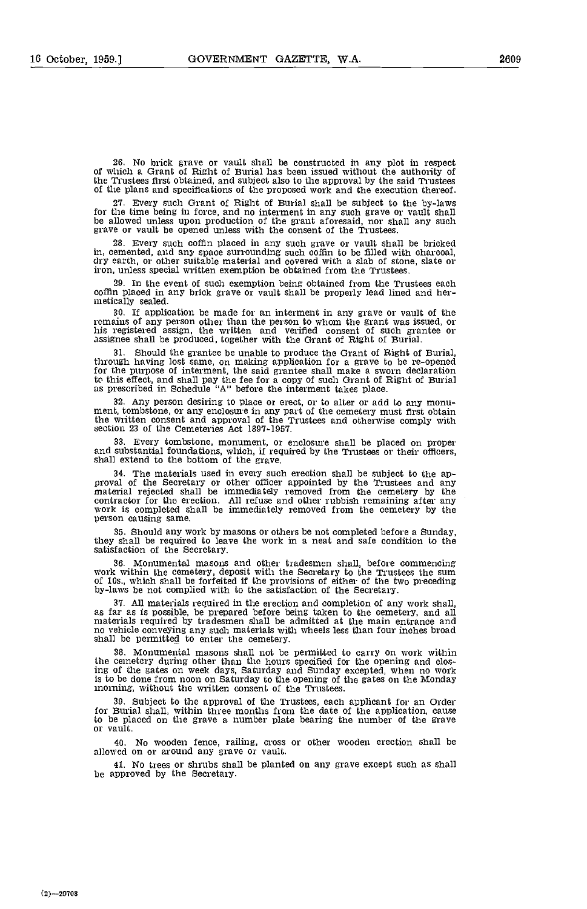26. No brick grave or vault shall be constructed in any plot in respect of which a Grant of Right of Burial has been issued without the authority of the Trustees first obtained, and subject also to the approval by the said Trustees of the plans and specifications of the proposed work and the execution thereof.

27. Every such Grant of Right of Burial shall be subject to the by-laws for the time being in force, and no interment in any such grave or vault shall be allowed unless upon production of the grant aforesaid, nor shall any such grave or vault be opened unless with the consent of the Trustees.

28. Every such coffin placed in any such grave or vault shall be bricked in, cemented, and any space surrounding such coffin to be filled with charcoal, dry earth, or other suitable material and covered with a slab of stone, slate or iron, unless special written exemption be obtained from the Trustees.

29. In the event of such exemption being obtained from the Trustees each coffin placed in any brick grave or vault shall be properly lead lined and hermetically sealed.

30. If application be made for an interment in any grave or vault of the remains of any person other than the person to whom the grant was issued, or his registered assign, the written and verified consent of such grantee or assignee shall be produced, together with the Grant of Right of Burial.

31. Should the grantee be unable to produce the Grant of Right of Burial, through having lost same, on making application for a grave to be re-opened for the purpose of interment, the said grantee shall make a sworn declaration to this effect, and shall pay the fee for a copy of such Grant of Right of Burial as prescribed in Schedule "A" before the interment takes place.

32. Any person desiring to place or erect, or to alter or add to any monument, tombstone, or any enclosure in any part of the cemetery must first obtain the written consent and approval of the Trustees and otherwise comply with section 23 of the Cemeteries Act 1897-1957.

33. Every tombstone, monument, or enclosure shall be placed on proper and substantial foundations, which, if required by the Trustees or their officers, shall extend to the bottom of the grave.

34. The materials used in every such erection shall be subject to the approval of the Secretary or other officer appointed by the Trustees and any material rejected shall be immediately removed from the cemetery by the contractor for the erection. All refuse and other rubbish remaining after any work is completed shall be immediately removed from the cemetery by the person causing same.

35. Should any work by masons or others be not completed before a Sunday, they shall be required to leave the work in a neat and safe condition to the satisfaction of the Secretary.

36. Monumental masons and other tradesmen shall, before commencing work within the cemetery, deposit with the Secretary to the Trustees the sum of 10s., which shall be forfeited if the provisions of either of the two preceding by-laws be not complied with to the satisfaction of the Secretary.

37. All materials required in the erection and completion of any work shall, as far as is possible, be prepared before being taken to the cemetery, and all materials required by tradesmen shall be admitted at the main entrance and no vehicle conveying any such materials with wheels less than four inches broad shall be permitted to enter the cemetery.

38. Monumental masons shall not be permitted to carry on work within the cemetery during other than the hours specified for the opening and closing of the gates on week days, Saturday and Sunday excepted, when no work is to be done from noon on Saturday to the opening of the gates on the Monday morning, without the written consent of the Trustees.

39. Subject to the approval of the Trustees, each applicant for an Order for Burial shall, within three months from the date of the application, cause to be placed on the grave a number plate bearing the number of the grave or vault.

40. No wooden fence, railing, cross or other wooden erection shall be allowed on or around any grave or vault.

41. No trees or shrubs shall be planted on any grave except such as shall be approved by the Secretary.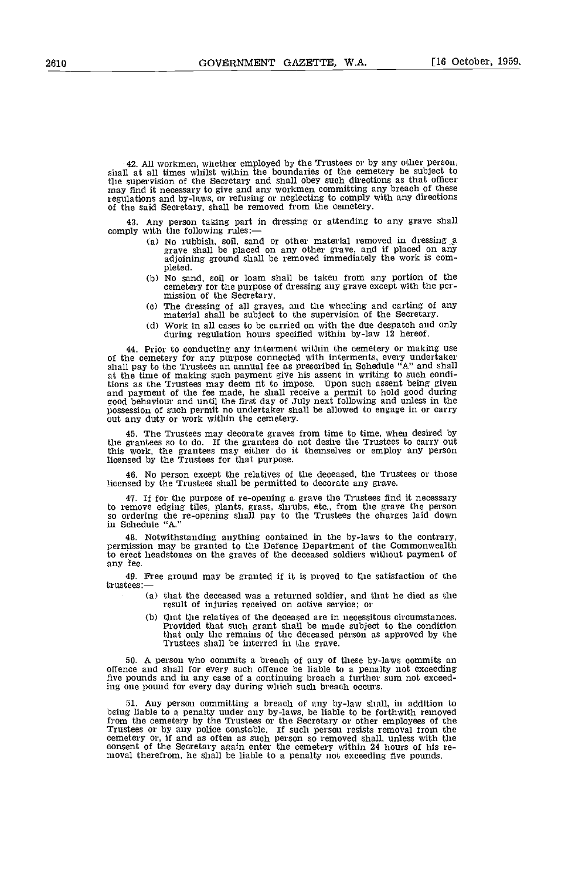42. All workmen, whether employed by the Trustees or by any other person, shall at all times whilst within the boundaries of the cemetery be subject to the supervision of the Secretary and shall obey such directions as that officer may find it necessary to give and any workmen committing any breach of these regulations and by-laws, or refusing or neglecting to comply with any directions of the said Secretary, shall be removed from the cemetery.

43. Any person taking part in dressing or attending to any grave shall comply with the following rules:—

(a) No rubbish, soil, sand or other material removed in dressing a grave shall be placed on any other grave, and if placed on any adjoining ground shall be removed immediately the work is completed.

(b) No sand, soil or loam shall be taken from any portion of the cemetery for the purpose of dressing any grave except with the permission of the Secretary.

(c) The dressing of all graves, and the wheeling and carting of any material shall be subject to the supervision of the Secretary.

(d) Work in all cases to be carried on with the due despatch and only during regulation hours specified within by-law 12 hereof.

44. Prior to conducting any interment within the cemetery or making use of the cemetery for any purpose connected with interments, every undertaker shall pay to the Trustees an annual fee as prescribed in Schedule "A" and shall at the time of making such payment give his assent in writing to such conditions as the Trustees may deem fit to impose. Upon such assent being given and payment of the fee made, he shall receive a permit to hold good during good behaviour and until the first day of July next following and unless in the possession of such permit no undertaker shall be allowed to engage in or carry out any duty or work within the cemetery.

45. The Trustees may decorate graves from time to time, when desired by the grantees so to do. If the grantees do not desire the Trustees to carry out this work, the grantees may either do it themselves or employ any person licensed by the Trustees for that purpose.

46. No person except the relatives of the deceased, the Trustees or those licensed by the Trustees shall be permitted to decorate any grave.

47. If for the purpose of re-opening a grave the Trustees find it necessary to remove edging tiles, plants, grass, shrubs, etc., from the grave the person so ordering the re-opening shall pay to the Trustees the charges laid down in Schedule "A."

48. Notwithstanding anything contained in the by-laws to the contrary, permission may be granted to the Defence Department of the Commonwealth to erect headstones on the graves of the deceased soldiers without payment of any fee.

49. Free ground may be granted if it is proved to the satisfaction of the trustees:—

(a) that the deceased was a returned soldier, and that he died as the result of injuries received on active service; or

(b) that the relatives of the deceased are in necessitous circumstances. Provided that such grant shall be made subject to the condition that only the remains of the deceased person as approved by the Trustees shall be interred in the grave.

50. A person who commits a breach of any of these by-laws commits an offence and shall for every such offence be liable to a penalty not exceeding five pounds and in any case of a continuing breach a further sum not exceeding one pound for every day during which such breach occurs.

51. Any person committing a breach of any by-law shall, in addition to being liable to a penalty under any by-laws, be liable to be forthwith removed from the cemetery by the Trustees or the Secretary or other employees of the Trustees or by any police constable. If such person resists removal from the cemetery or, if and as often as such person so removed shall, unless with the consent of the Secretary again enter the cemetery within 24 hours of his removal therefrom, he shall be liable to a penalty not exceeding five pounds.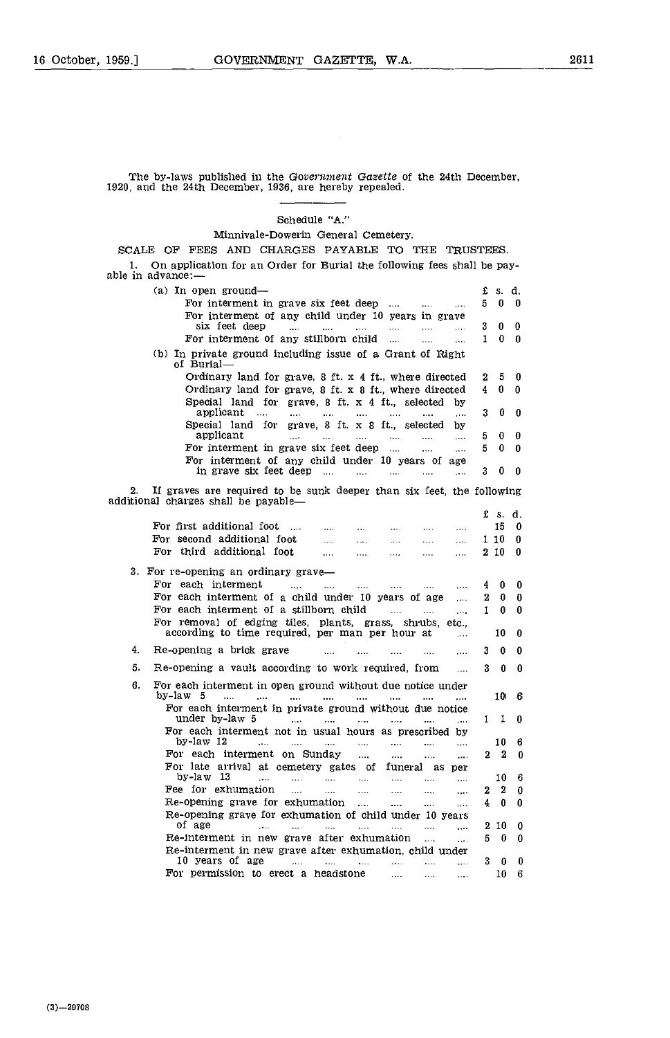The by-laws published in the *Government Gazette* of the 24th December, 1920, and the 24th December, 1936, are hereby repealed.

---

Schedule "A."

Minnivale-Dowerin General Cemetery.

SCALE OF FEES AND CHARGES PAYABLE TO THE TRUSTEES.

1. On application for an Order for Burial the following fees shall be payable in advance:—

| | £ | s. | d. |
|---|---|---|---|
| (a) In open ground— | | | |
| For interment in grave six feet deep | 5 | 0 | 0 |
| For interment of any child under 10 years in grave six feet deep | 3 | 0 | 0 |
| For interment of any stillborn child | 1 | 0 | 0 |
| (b) In private ground including issue of a Grant of Right of Burial— | | | |
| Ordinary land for grave, 8 ft. x 4 ft., where directed | 2 | 5 | 0 |
| Ordinary land for grave, 8 ft. x 8 ft., where directed | 4 | 0 | 0 |
| Special land for grave, 8 ft. x 4 ft., selected by applicant | 3 | 0 | 0 |
| Special land for grave, 8 ft. x 8 ft., selected by applicant | 5 | 0 | 0 |
| For interment in grave six feet deep | 5 | 0 | 0 |
| For interment of any child under 10 years of age in grave six feet deep | 3 | 0 | 0 |

2. If graves are required to be sunk deeper than six feet, the following additional charges shall be payable—

| | £ | s. | d. |
|---|---|---|---|
| For first additional foot | | 15 | 0 |
| For second additional foot | 1 | 10 | 0 |
| For third additional foot | 2 | 10 | 0 |

| | £ | s. | d. |
|---|---|---|---|
| 3. For re-opening an ordinary grave— | | | |
| For each interment | 4 | 0 | 0 |
| For each interment of a child under 10 years of age | 2 | 0 | 0 |
| For each interment of a stillborn child | 1 | 0 | 0 |
| For removal of edging tiles, plants, grass, shrubs, etc., according to time required, per man per hour at | | 10 | 0 |
| 4. Re-opening a brick grave | 3 | 0 | 0 |
| 5. Re-opening a vault according to work required, from | 3 | 0 | 0 |
| 6. For each interment in open ground without due notice under by-law 5 | | 10 | 6 |
| For each interment in private ground without due notice under by-law 5 | 1 | 1 | 0 |
| For each interment not in usual hours as prescribed by by-law 12 | | 10 | 6 |
| For each interment on Sunday | 2 | 2 | 0 |
| For late arrival at cemetery gates of funeral as per by-law 13 | | 10 | 6 |
| Fee for exhumation | 2 | 2 | 0 |
| Re-opening grave for exhumation | 4 | 0 | 0 |
| Re-opening grave for exhumation of child under 10 years of age | 2 | 10 | 0 |
| Re-interment in new grave after exhumation | 5 | 0 | 0 |
| Re-interment in new grave after exhumation, child under 10 years of age | 3 | 0 | 0 |
| For permission to erect a headstone | | 10 | 6 |

(3)—29708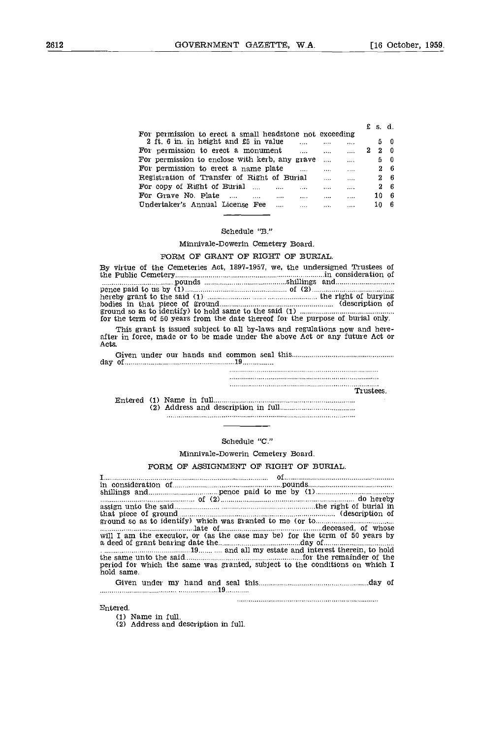| | £ | s. | d. |
|---|---|---|---|
| For permission to erect a small headstone not exceeding 2 ft. 6 in. in height and £5 in value .... .... .... | | 5 | 0 |
| For permission to erect a monument .... .... .... | 2 | 2 | 0 |
| For permission to enclose with kerb, any grave .... .... | | 5 | 0 |
| For permission to erect a name plate .... .... | | 2 | 6 |
| Registration of Transfer of Right of Burial .... .... | | 2 | 6 |
| For copy of Right of Burial .... .... .... .... .... | | 2 | 6 |
| For Grave No. Plate .... .... .... .... .... | | 10 | 6 |
| Undertaker's Annual License Fee .... .... .... .... | | 10 | 6 |

Schedule "B."

Minnivale-Dowerin Cemetery Board.

FORM OF GRANT OF RIGHT OF BURIAL.

By virtue of the Cemeteries Act, 1897-1957, we, the undersigned Trustees of the Public Cemetery..............................................................................in consideration of ....................................pounds ..........................................shillings and............................ pence paid to us by (1)...................................................... of (2)......................................... hereby grant to the said (1) ...................... ...... ......................... the right of burying bodies in that piece of ground.......................................................... (description of ground so as to identify) to hold same to the said (1) ............................................. for the term of 50 years from the date thereof for the purpose of burial only.

This grant is issued subject to all by-laws and regulations now and hereafter in force, made or to be made under the above Act or any future Act or Acts.

Given under our hands and common seal this................................................... day of.......................................................19................

..............................................................................

..............................................................................

..............................................................................

Trustees.

Entered (1) Name in full.......................................................................

(2) Address and description in full.......................................

..............................................................................................

Schedule "C."

Minnivale-Dowerin Cemetery Board.

FORM OF ASSIGNMENT OF RIGHT OF BURIAL.

I................................................................................... of....................................................... in consideration of.........................................................pounds.......................................... shillings and...................................pence paid to me by (1)....................................... ................................................ of (2).................................................................. do hereby assign unto the said...................... ...............................................the right of burial in that piece of ground............................................................................. (description of ground so as to identify) which was granted to me (or to....................................... ..............................................late of...................................................deceased, of whose will I am the executor, or (as the case may be) for the term of 50 years by a deed of grant bearing date the.........................................day of.................................. ...........................................19....... .... and all my estate and interest therein, to hold the same unto the said...........................................................for the remainder of the period for which the same was granted, subject to the conditions on which I hold same.

Given under my hand and seal this......................................................day of .......................................... ....................19...........

..........................................................................

Entered.

(1) Name in full.

(2) Address and description in full.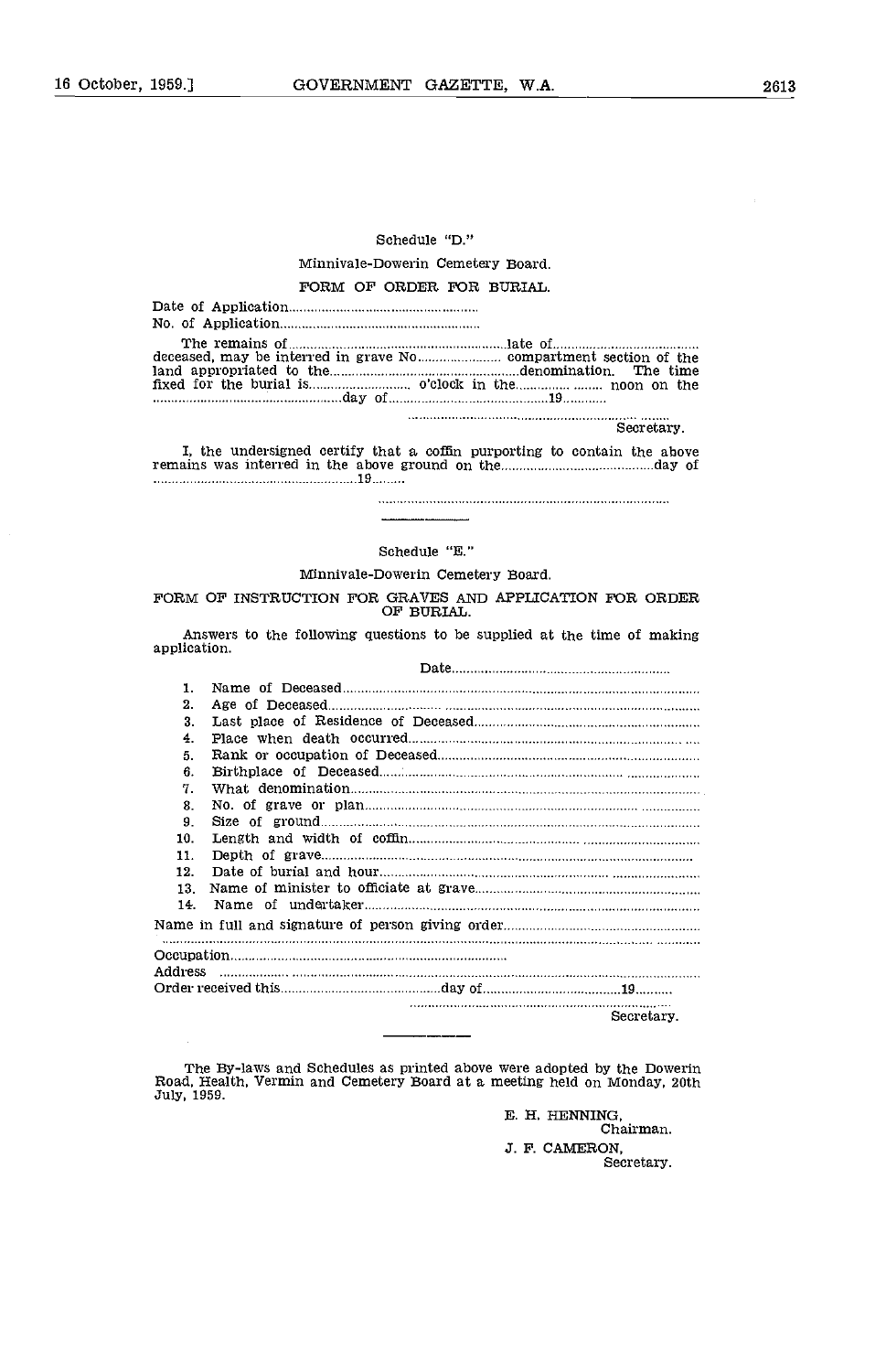Schedule "D."

Minnivale-Dowerin Cemetery Board.

FORM OF ORDER FOR BURIAL.

Date of Application.......................................................
No. of Application.........................................................

The remains of..............................................................late of.........................................
deceased, may be interred in grave No......................... compartment section of the land appropriated to the...................................................denomination. The time fixed for the burial is........................... o'clock in the.......................... noon on the ..................................................day of..............................................19............

..................................................................................
Secretary.

I, the undersigned certify that a coffin purporting to contain the above remains was interred in the above ground on the.........................................day of ........................................................19.........

..................................................................................

---

Schedule "E."

Minnivale-Dowerin Cemetery Board.

FORM OF INSTRUCTION FOR GRAVES AND APPLICATION FOR ORDER OF BURIAL.

Answers to the following questions to be supplied at the time of making application.

Date...............................................................

1. Name of Deceased.......................................................................................................
2. Age of Deceased..........................................................................................................
3. Last place of Residence of Deceased............................................................................
4. Place when death occurred..........................................................................................
5. Rank or occupation of Deceased...................................................................................
6. Birthplace of Deceased................................................................................................
7. What denomination.....................................................................................................
8. No. of grave or plan.....................................................................................................
9. Size of ground.............................................................................................................
10. Length and width of coffin..........................................................................................
11. Depth of grave...........................................................................................................
12. Date of burial and hour..............................................................................................
13. Name of minister to officiate at grave.........................................................................
14. Name of undertaker....................................................................................................

Name in full and signature of person giving order......................................................
..........................................................................................................................................
Occupation.............................................................................
Address ..........................................................................................................................
Order received this............................................day of......................................19..........

..................................................................................
Secretary.

---

The By-laws and Schedules as printed above were adopted by the Dowerin Road, Health, Vermin and Cemetery Board at a meeting held on Monday, 20th July, 1959.

E. H. HENNING,
Chairman.

J. F. CAMERON,
Secretary.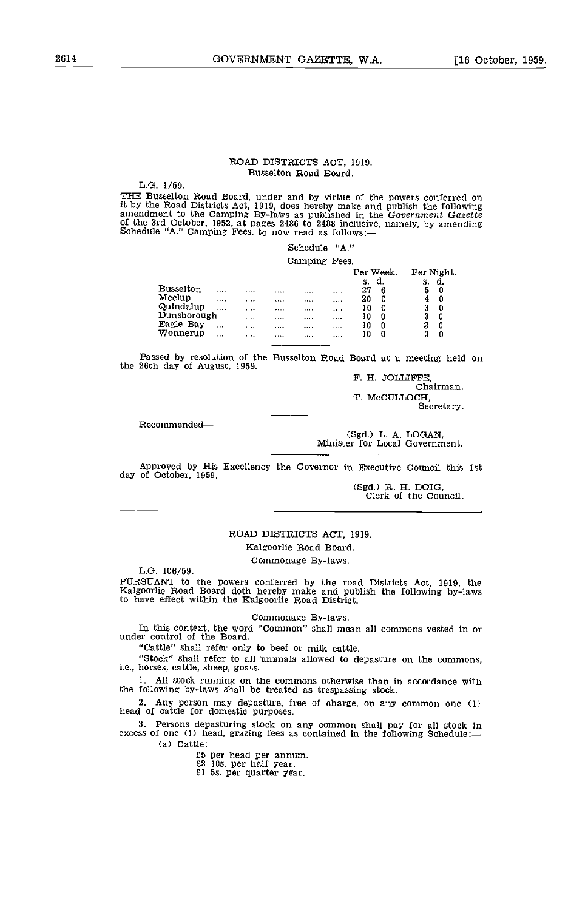## ROAD DISTRICTS ACT, 1919.

### Busselton Road Board.

L.G. 1/59.

THE Busselton Road Board, under and by virtue of the powers conferred on it by the Road Districts Act, 1919, does hereby make and publish the following amendment to the Camping By-laws as published in the *Government Gazette* of the 3rd October, 1952, at pages 2486 to 2488 inclusive, namely, by amending Schedule "A," Camping Fees, to now read as follows:—

Schedule "A."

Camping Fees.

| | Per Week. | | Per Night. | |
|---|---|---|---|---|
| | s. | d. | s. | d. |
| Busselton .... .... .... .... .... .... | 27 | 6 | 5 | 0 |
| Meelup .... .... .... .... .... .... | 20 | 0 | 4 | 0 |
| Quindalup .... .... .... .... .... .... | 10 | 0 | 3 | 0 |
| Dunsborough .... .... .... .... .... | 10 | 0 | 3 | 0 |
| Eagle Bay .... .... .... .... .... .... | 10 | 0 | 3 | 0 |
| Wonnerup .... .... .... .... .... .... | 10 | 0 | 3 | 0 |

Passed by resolution of the Busselton Road Board at a meeting held on the 26th day of August, 1959.

F. H. JOLLIFFE,
Chairman.

T. McCULLOCH,
Secretary.

Recommended—

(Sgd.) L. A. LOGAN,
Minister for Local Government.

Approved by His Excellency the Governor in Executive Council this 1st day of October, 1959.

(Sgd.) R. H. DOIG,
Clerk of the Council.

---

## ROAD DISTRICTS ACT, 1919.

### Kalgoorlie Road Board.

### Commonage By-laws.

L.G. 106/59.

PURSUANT to the powers conferred by the road Districts Act, 1919, the Kalgoorlie Road Board doth hereby make and publish the following by-laws to have effect within the Kalgoorlie Road District.

Commonage By-laws.

In this context, the word "Common" shall mean all commons vested in or under control of the Board.

"Cattle" shall refer only to beef or milk cattle.

"Stock" shall refer to all animals allowed to depasture on the commons, i.e., horses, cattle, sheep, goats.

1. All stock running on the commons otherwise than in accordance with the following by-laws shall be treated as trespassing stock.

2. Any person may depasture, free of charge, on any common one (1) head of cattle for domestic purposes.

3. Persons depasturing stock on any common shall pay for all stock in excess of one (1) head, grazing fees as contained in the following Schedule:—

(a) Cattle:

£5 per head per annum.
£2 10s. per half year.
£1 5s. per quarter year.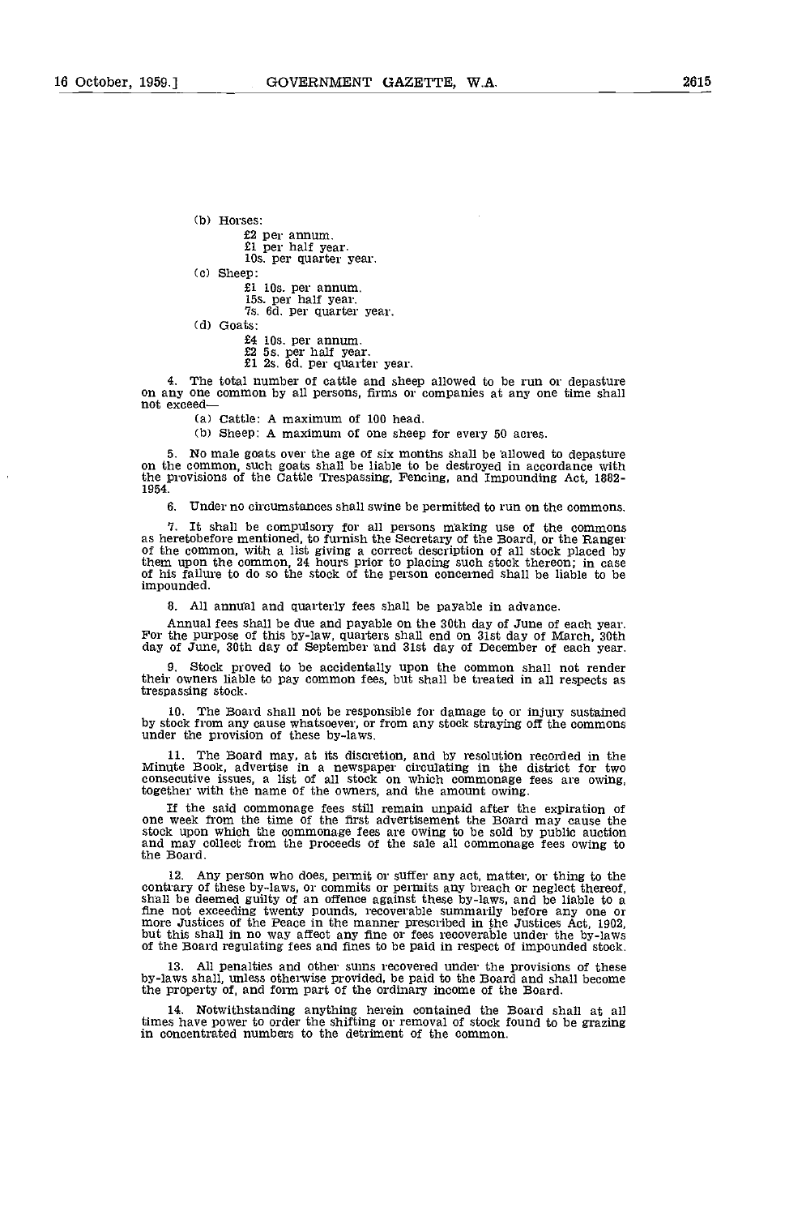(b) Horses:

£2 per annum.
£1 per half year.
10s. per quarter year.

(c) Sheep:

£1 10s. per annum.
15s. per half year.
7s. 6d. per quarter year.

(d) Goats:

£4 10s. per annum.
£2 5s. per half year.
£1 2s. 6d. per quarter year.

4. The total number of cattle and sheep allowed to be run or depasture on any one common by all persons, firms or companies at any one time shall not exceed—

(a) Cattle: A maximum of 100 head.

(b) Sheep: A maximum of one sheep for every 50 acres.

5. No male goats over the age of six months shall be allowed to depasture on the common, such goats shall be liable to be destroyed in accordance with the provisions of the Cattle Trespassing, Fencing, and Impounding Act, 1882-1954.

6. Under no circumstances shall swine be permitted to run on the commons.

7. It shall be compulsory for all persons making use of the commons as heretobefore mentioned, to furnish the Secretary of the Board, or the Ranger of the common, with a list giving a correct description of all stock placed by them upon the common, 24 hours prior to placing such stock thereon; in case of his failure to do so the stock of the person concerned shall be liable to be impounded.

8. All annual and quarterly fees shall be payable in advance.

Annual fees shall be due and payable on the 30th day of June of each year. For the purpose of this by-law, quarters shall end on 31st day of March, 30th day of June, 30th day of September and 31st day of December of each year.

9. Stock proved to be accidentally upon the common shall not render their owners liable to pay common fees, but shall be treated in all respects as trespassing stock.

10. The Board shall not be responsible for damage to or injury sustained by stock from any cause whatsoever, or from any stock straying off the commons under the provision of these by-laws.

11. The Board may, at its discretion, and by resolution recorded in the Minute Book, advertise in a newspaper circulating in the district for two consecutive issues, a list of all stock on which commonage fees are owing, together with the name of the owners, and the amount owing.

If the said commonage fees still remain unpaid after the expiration of one week from the time of the first advertisement the Board may cause the stock upon which the commonage fees are owing to be sold by public auction and may collect from the proceeds of the sale all commonage fees owing to the Board.

12. Any person who does, permit or suffer any act, matter, or thing to the contrary of these by-laws, or commits or permits any breach or neglect thereof, shall be deemed guilty of an offence against these by-laws, and be liable to a fine not exceeding twenty pounds, recoverable summarily before any one or more Justices of the Peace in the manner prescribed in the Justices Act, 1902, but this shall in no way affect any fine or fees recoverable under the by-laws of the Board regulating fees and fines to be paid in respect of impounded stock.

13. All penalties and other sums recovered under the provisions of these by-laws shall, unless otherwise provided, be paid to the Board and shall become the property of, and form part of the ordinary income of the Board.

14. Notwithstanding anything herein contained the Board shall at all times have power to order the shifting or removal of stock found to be grazing in concentrated numbers to the detriment of the common.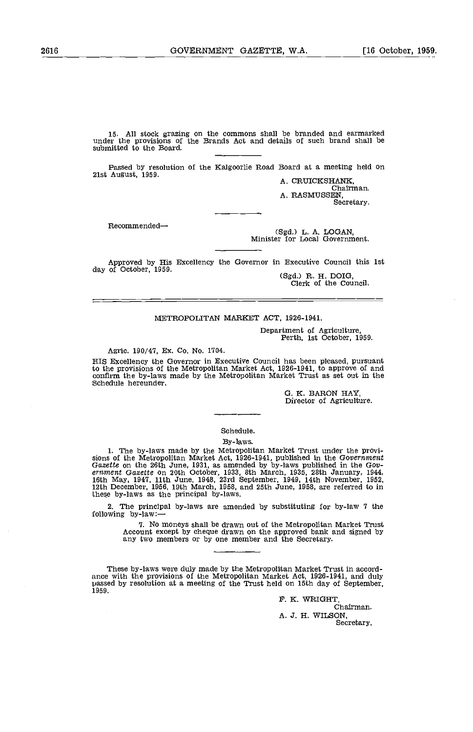15. All stock grazing on the commons shall be branded and earmarked under the provisions of the Brands Act and details of such brand shall be submitted to the Board.

Passed by resolution of the Kalgoorlie Road Board at a meeting held on 21st August, 1959.

A. CRUICKSHANK,
Chairman.
A. RASMUSSEN,
Secretary.

Recommended—

(Sgd.) L. A. LOGAN,
Minister for Local Government.

Approved by His Excellency the Governor in Executive Council this 1st day of October, 1959.

(Sgd.) R. H. DOIG,
Clerk of the Council.

---

## METROPOLITAN MARKET ACT, 1926-1941.

Department of Agriculture,
Perth, 1st October, 1959.

Agric. 190/47, Ex. Co. No. 1704.

HIS Excellency the Governor in Executive Council has been pleased, pursuant to the provisions of the Metropolitan Market Act, 1926-1941, to approve of and confirm the by-laws made by the Metropolitan Market Trust as set out in the Schedule hereunder.

G. K. BARON HAY,
Director of Agriculture.

### Schedule.

#### By-laws.

1. The by-laws made by the Metropolitan Market Trust under the provisions of the Metropolitan Market Act, 1926-1941, published in the *Government Gazette* on the 26th June, 1931, as amended by by-laws published in the *Government Gazette* on 20th October, 1933, 8th March, 1935, 28th January, 1944, 16th May, 1947, 11th June, 1948, 23rd September, 1949, 14th November, 1952, 12th December, 1956, 19th March, 1958, and 25th June, 1958, are referred to in these by-laws as the principal by-laws.

2. The principal by-laws are amended by substituting for by-law 7 the following by-law:—

> 7. No moneys shall be drawn out of the Metropolitan Market Trust Account except by cheque drawn on the approved bank and signed by any two members or by one member and the Secretary.

These by-laws were duly made by the Metropolitan Market Trust in accordance with the provisions of the Metropolitan Market Act, 1926-1941, and duly passed by resolution at a meeting of the Trust held on 15th day of September, 1959.

F. K. WRIGHT,
Chairman.
A. J. H. WILSON,
Secretary.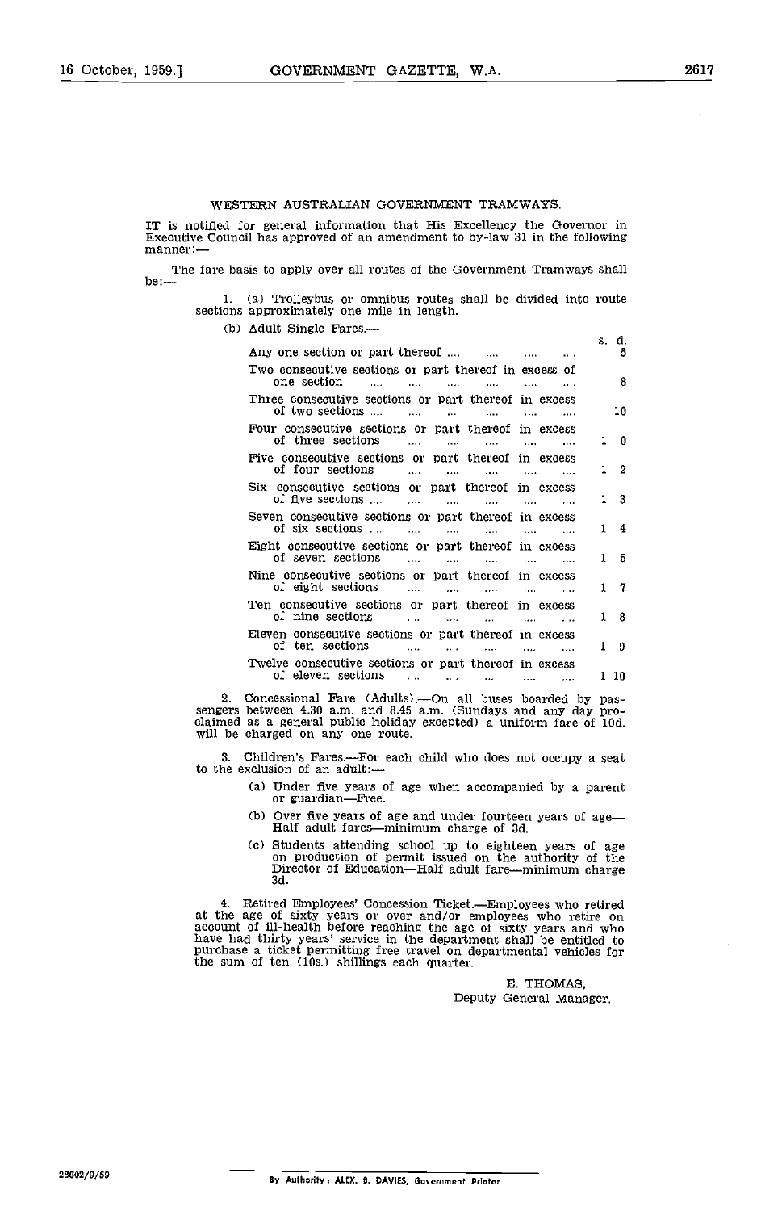## WESTERN AUSTRALIAN GOVERNMENT TRAMWAYS.

IT is notified for general information that His Excellency the Governor in Executive Council has approved of an amendment to by-law 31 in the following manner:—

The fare basis to apply over all routes of the Government Tramways shall be:—

1. (a) Trolleybus or omnibus routes shall be divided into route sections approximately one mile in length.

(b) Adult Single Fares.—

| | s. | d. |
|---|---|---|
| Any one section or part thereof .... .... .... .... | | 5 |
| Two consecutive sections or part thereof in excess of one section .... .... .... .... .... | | 8 |
| Three consecutive sections or part thereof in excess of two sections .... .... .... .... .... | | 10 |
| Four consecutive sections or part thereof in excess of three sections .... .... .... .... .... | 1 | 0 |
| Five consecutive sections or part thereof in excess of four sections .... .... .... .... .... | 1 | 2 |
| Six consecutive sections or part thereof in excess of five sections .... .... .... .... .... | 1 | 3 |
| Seven consecutive sections or part thereof in excess of six sections .... .... .... .... .... | 1 | 4 |
| Eight consecutive sections or part thereof in excess of seven sections .... .... .... .... .... | 1 | 5 |
| Nine consecutive sections or part thereof in excess of eight sections .... .... .... .... .... | 1 | 7 |
| Ten consecutive sections or part thereof in excess of nine sections .... .... .... .... .... | 1 | 8 |
| Eleven consecutive sections or part thereof in excess of ten sections .... .... .... .... .... | 1 | 9 |
| Twelve consecutive sections or part thereof in excess of eleven sections .... .... .... .... | 1 | 10 |

2. Concessional Fare (Adults).—On all buses boarded by passengers between 4.30 a.m. and 8.45 a.m. (Sundays and any day proclaimed as a general public holiday excepted) a uniform fare of 10d. will be charged on any one route.

3. Children's Fares.—For each child who does not occupy a seat to the exclusion of an adult:—

(a) Under five years of age when accompanied by a parent or guardian—Free.

(b) Over five years of age and under fourteen years of age—Half adult fares—minimum charge of 3d.

(c) Students attending school up to eighteen years of age on production of permit issued on the authority of the Director of Education—Half adult fare—minimum charge 3d.

4. Retired Employees' Concession Ticket.—Employees who retired at the age of sixty years or over and/or employees who retire on account of ill-health before reaching the age of sixty years and who have had thirty years' service in the department shall be entitled to purchase a ticket permitting free travel on departmental vehicles for the sum of ten (10s.) shillings each quarter.

E. THOMAS,
Deputy General Manager.

28002/9/59

By Authority: ALEX. B. DAVIES, Government Printer